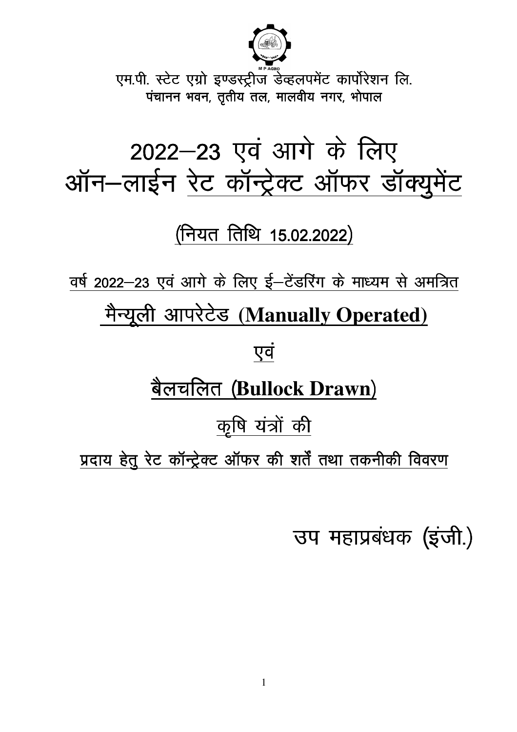एम.पी. स्टेट एग्रो इण्डस्ट्रीज डेव्हलपमेंट कार्पोरेशन लि.
पंचानन भवन, तृतीय तल, मालवीय नगर, भोपाल

# 2022–23 एवं आगे के लिए ऑन–लाईन रेट कॉन्ट्रेक्ट ऑफर डॉक्युमेंट

## (नियत तिथि 15.02.2022)

वर्ष 2022–23 एवं आगे के लिए ई–टेंडरिंग के माध्यम से अमत्रित

## मैन्यूली आपरेटेड (**Manually Operated**)

## एवं

## बैलचलित (**Bullock Drawn**)

## कृषि यंत्रों की

प्रदाय हेतु रेट कॉन्ट्रेक्ट ऑफर की शर्तें तथा तकनीकी विवरण

उप महाप्रबंधक (इंजी.)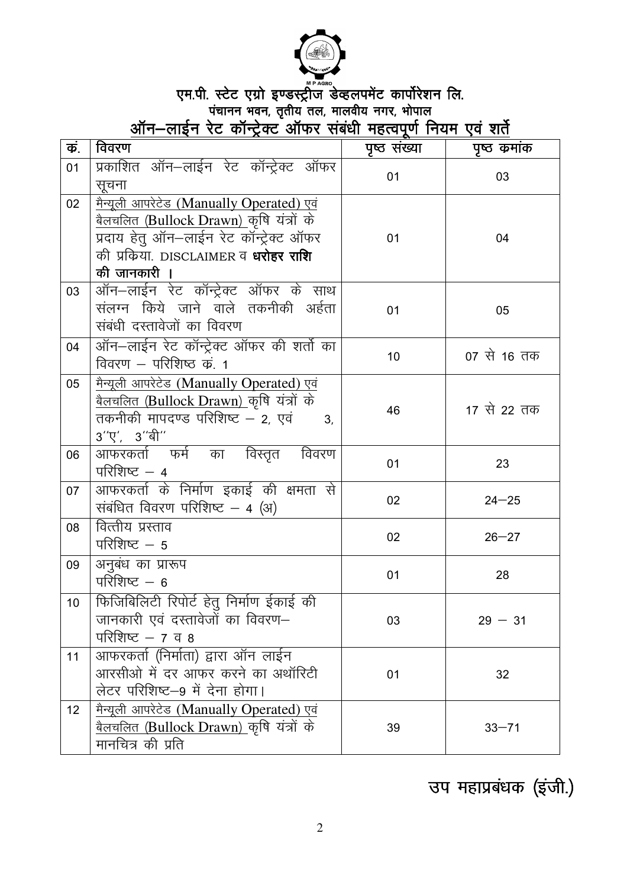# एम.पी. स्टेट एग्रो इण्डस्ट्रीज डेव्हलपमेंट कार्पोरेशन लि.

पंचानन भवन, तृतीय तल, मालवीय नगर, भोपाल

## ऑन–लाईन रेट कॉन्ट्रेक्ट ऑफर संबंधी महत्वपूर्ण नियम एवं शर्ते

| कं. | विवरण | पृष्ठ संख्या | पृष्ठ कमांक |
|---|---|---|---|
| 01 | प्रकाशित ऑन–लाईन रेट कॉन्ट्रेक्ट ऑफर सूचना | 01 | 03 |
| 02 | मैन्यूली आपरेटेड (Manually Operated) एवं बैलचलित (Bullock Drawn) कृषि यंत्रों के प्रदाय हेतु ऑन–लाईन रेट कॉन्ट्रेक्ट ऑफर की प्रकिया. DISCLAIMER व **धरोहर राशि की जानकारी ।** | 01 | 04 |
| 03 | ऑन–लाईन रेट कॉन्ट्रेक्ट ऑफर के साथ संलग्न किये जाने वाले तकनीकी अर्हता संबंधी दस्तावेजों का विवरण | 01 | 05 |
| 04 | ऑन–लाईन रेट कॉन्ट्रेक्ट ऑफर की शर्तों का विवरण – परिशिष्ठ कं. 1 | 10 | 07 से 16 तक |
| 05 | मैन्यूली आपरेटेड (Manually Operated) एवं बैलचलित (Bullock Drawn) कृषि यंत्रों के तकनीकी मापदण्ड परिशिष्ट – 2, एवं 3, 3''ए', 3''बी'' | 46 | 17 से 22 तक |
| 06 | आफरकर्ता फर्म का विस्तृत विवरण परिशिष्ट – 4 | 01 | 23 |
| 07 | आफरकर्ता के निर्माण इकाई की क्षमता से संबंधित विवरण परिशिष्ट – 4 (अ) | 02 | 24–25 |
| 08 | वित्तीय प्रस्ताव परिशिष्ट – 5 | 02 | 26–27 |
| 09 | अनुबंध का प्रारूप परिशिष्ट – 6 | 01 | 28 |
| 10 | फिजिबिलिटी रिपोर्ट हेतु निर्माण ईकाई की जानकारी एवं दस्तावेजों का विवरण– परिशिष्ट – 7 व 8 | 03 | 29 – 31 |
| 11 | आफरकर्ता (निर्माता) द्वारा ऑन लाईन आरसीओ में दर आफर करने का अथॉरिटी लेटर परिशिष्ट–9 में देना होगा। | 01 | 32 |
| 12 | मैन्यूली आपरेटेड (Manually Operated) एवं बैलचलित (Bullock Drawn) कृषि यंत्रों के मानचित्र की प्रति | 39 | 33–71 |

उप महाप्रबंधक (इंजी.)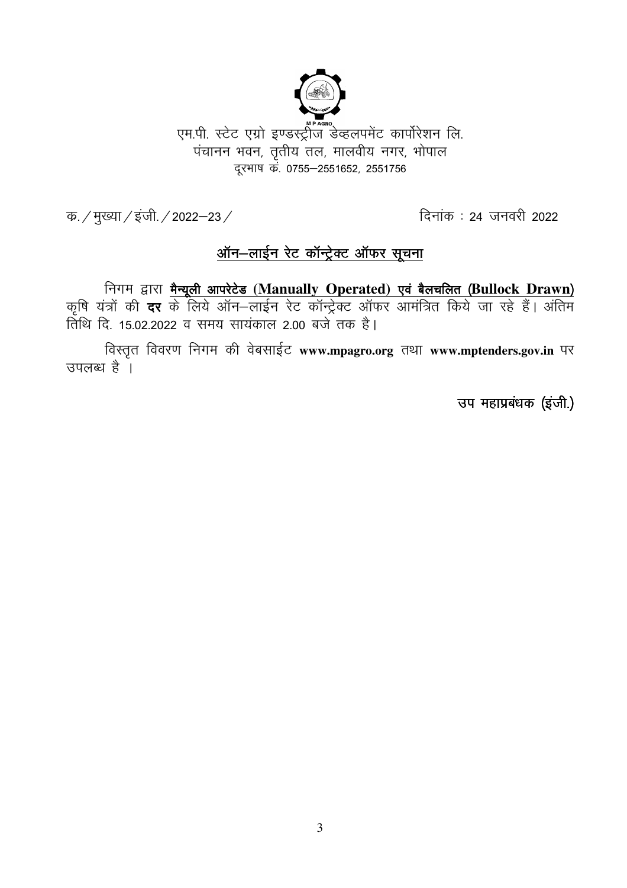एम.पी. स्टेट एग्रो इण्डस्ट्रीज डेव्हलपमेंट कार्पोरेशन लि.
पंचानन भवन, तृतीय तल, मालवीय नगर, भोपाल
दूरभाष कं. 0755–2551652, 2551756

क./मुख्या/इंजी./2022–23/ दिनांक : 24 जनवरी 2022

## <u>ऑन–लाईन रेट कॉन्ट्रेक्ट ऑफर सूचना</u>

निगम द्वारा **<u>मैन्यूली आपरेटेड (Manually Operated) एवं बैलचलित (Bullock Drawn)</u>** कृषि यंत्रों की **दर** के लिये ऑन–लाईन रेट कॉन्ट्रेक्ट ऑफर आमंत्रित किये जा रहे हैं। अंतिम तिथि दि. 15.02.2022 व समय सायंकाल 2.00 बजे तक है।

विस्तृत विवरण निगम की वेबसाईट **www.mpagro.org** तथा **www.mptenders.gov.in** पर उपलब्ध है ।

उप महाप्रबंधक (इंजी.)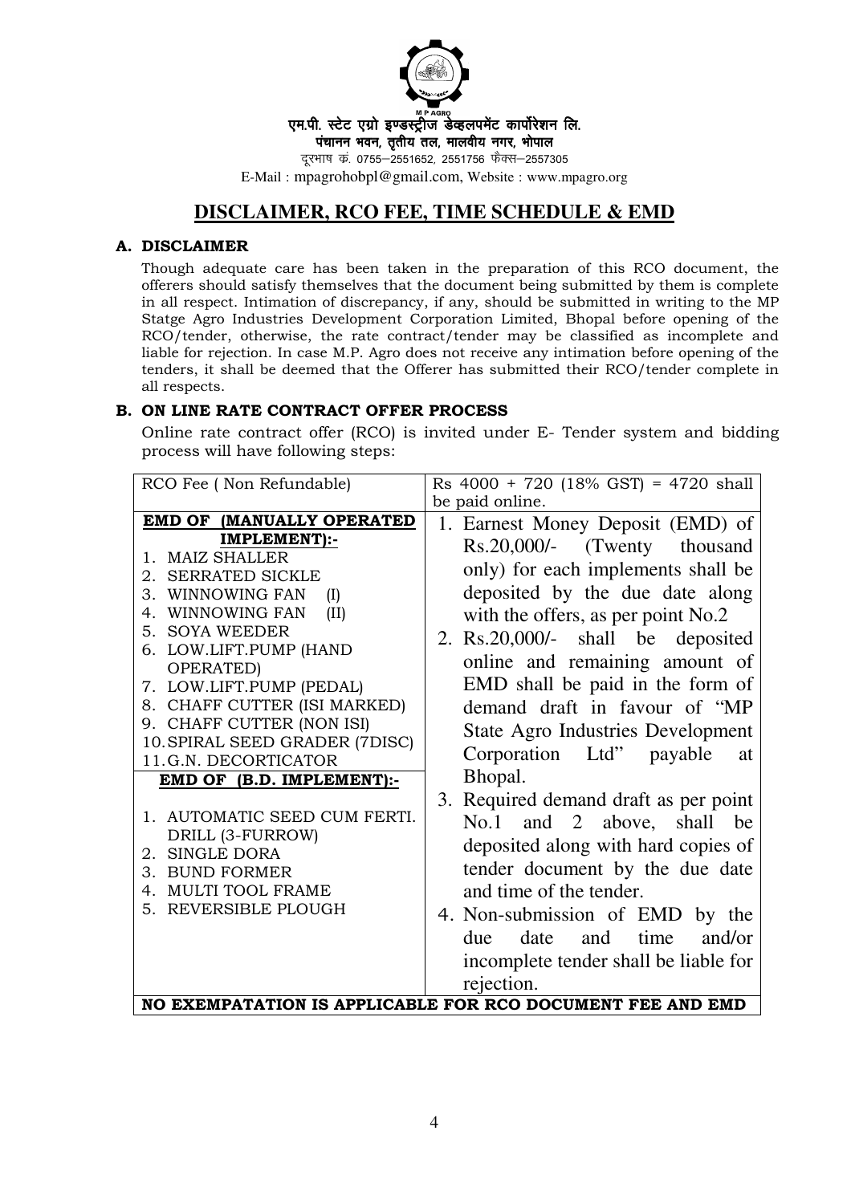एम.पी. स्टेट एग्रो इण्डस्ट्रीज डेव्हलपमेंट कार्पोरेशन लि.
पंचानन भवन, तृतीय तल, मालवीय नगर, भोपाल
दूरभाष क्रं. 0755–2551652, 2551756 फैक्स–2557305
E-Mail : mpagrohobpl@gmail.com, Website : www.mpagro.org

# DISCLAIMER, RCO FEE, TIME SCHEDULE & EMD

### A. DISCLAIMER

Though adequate care has been taken in the preparation of this RCO document, the offerers should satisfy themselves that the document being submitted by them is complete in all respect. Intimation of discrepancy, if any, should be submitted in writing to the MP Statge Agro Industries Development Corporation Limited, Bhopal before opening of the RCO/tender, otherwise, the rate contract/tender may be classified as incomplete and liable for rejection. In case M.P. Agro does not receive any intimation before opening of the tenders, it shall be deemed that the Offerer has submitted their RCO/tender complete in all respects.

### B. ON LINE RATE CONTRACT OFFER PROCESS

Online rate contract offer (RCO) is invited under E- Tender system and bidding process will have following steps:

| RCO Fee ( Non Refundable) | Rs 4000 + 720 (18% GST) = 4720 shall be paid online. |
|---|---|
| **EMD OF (MANUALLY OPERATED IMPLEMENT):-**<br>1. MAIZ SHALLER<br>2. SERRATED SICKLE<br>3. WINNOWING FAN (I)<br>4. WINNOWING FAN (II)<br>5. SOYA WEEDER<br>6. LOW.LIFT.PUMP (HAND OPERATED)<br>7. LOW.LIFT.PUMP (PEDAL)<br>8. CHAFF CUTTER (ISI MARKED)<br>9. CHAFF CUTTER (NON ISI)<br>10. SPIRAL SEED GRADER (7DISC)<br>11. G.N. DECORTICATOR<br>**EMD OF (B.D. IMPLEMENT):-**<br>1. AUTOMATIC SEED CUM FERTI. DRILL (3-FURROW)<br>2. SINGLE DORA<br>3. BUND FORMER<br>4. MULTI TOOL FRAME<br>5. REVERSIBLE PLOUGH | 1. Earnest Money Deposit (EMD) of Rs.20,000/- (Twenty thousand only) for each implements shall be deposited by the due date along with the offers, as per point No.2<br>2. Rs.20,000/- shall be deposited online and remaining amount of EMD shall be paid in the form of demand draft in favour of "MP State Agro Industries Development Corporation Ltd" payable at Bhopal.<br>3. Required demand draft as per point No.1 and 2 above, shall be deposited along with hard copies of tender document by the due date and time of the tender.<br>4. Non-submission of EMD by the due date and time and/or incomplete tender shall be liable for rejection. |
| **NO EXEMPATATION IS APPLICABLE FOR RCO DOCUMENT FEE AND EMD** | |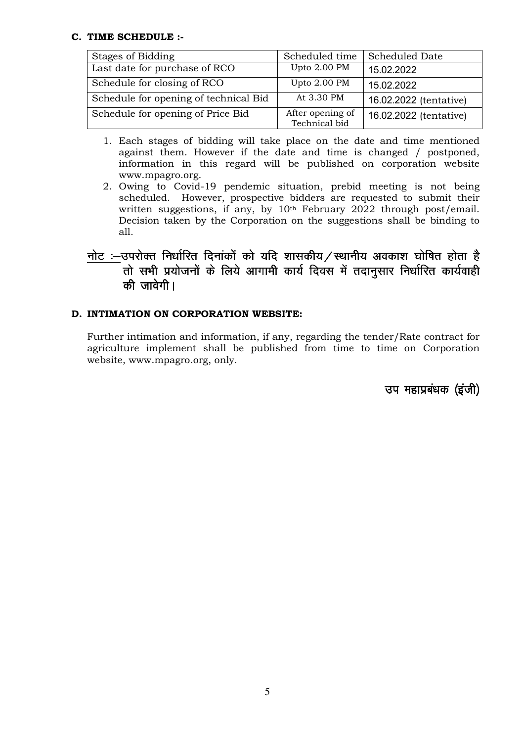**C. TIME SCHEDULE :-**

| Stages of Bidding | Scheduled time | Scheduled Date |
|---|---|---|
| Last date for purchase of RCO | Upto 2.00 PM | 15.02.2022 |
| Schedule for closing of RCO | Upto 2.00 PM | 15.02.2022 |
| Schedule for opening of technical Bid | At 3.30 PM | 16.02.2022 (tentative) |
| Schedule for opening of Price Bid | After opening of Technical bid | 16.02.2022 (tentative) |

1. Each stages of bidding will take place on the date and time mentioned against them. However if the date and time is changed / postponed, information in this regard will be published on corporation website www.mpagro.org.
2. Owing to Covid-19 pendemic situation, prebid meeting is not being scheduled. However, prospective bidders are requested to submit their written suggestions, if any, by 10th February 2022 through post/email. Decision taken by the Corporation on the suggestions shall be binding to all.

नोट :—उपरोक्त निर्धारित दिनांकों को यदि शासकीय/स्थानीय अवकाश घोषित होता है तो सभी प्रयोजनों के लिये आगामी कार्य दिवस में तदानुसार निर्धारित कार्यवाही की जावेगी।

**D. INTIMATION ON CORPORATION WEBSITE:**

Further intimation and information, if any, regarding the tender/Rate contract for agriculture implement shall be published from time to time on Corporation website, www.mpagro.org, only.

उप महाप्रबंधक (इंजी)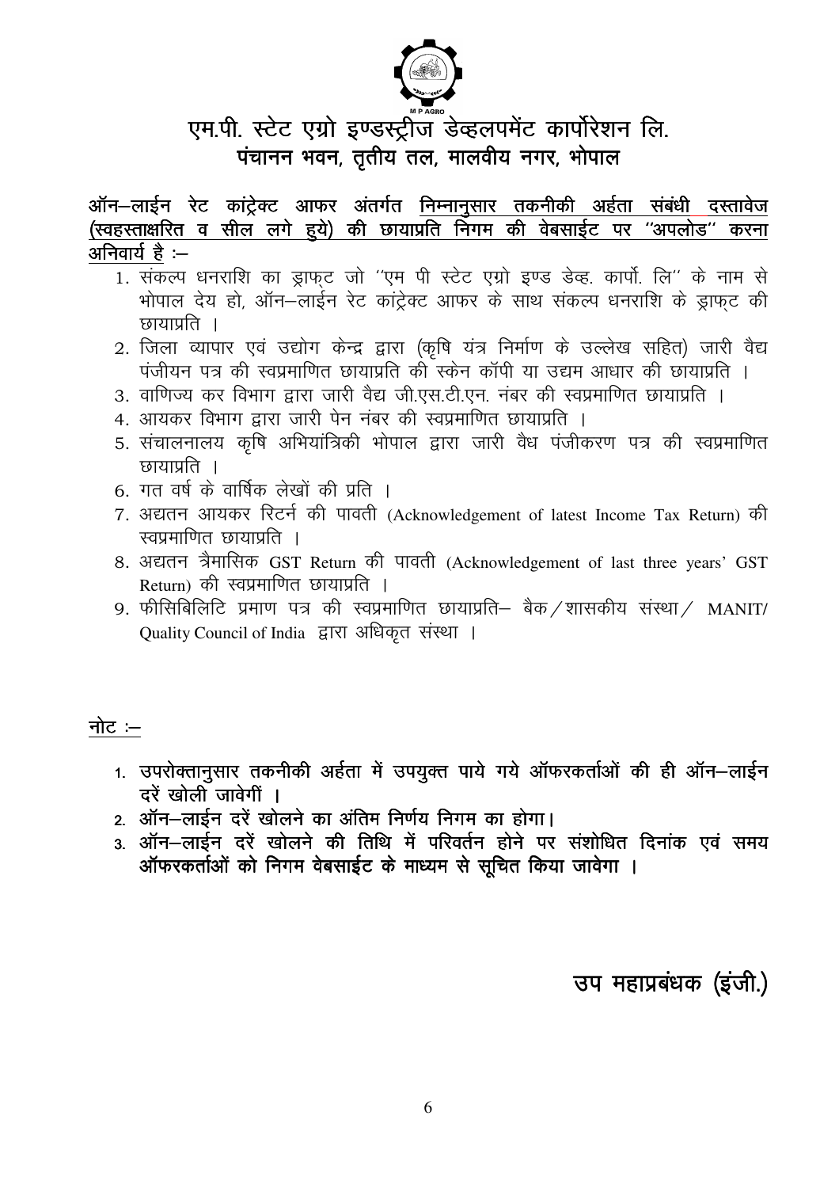# एम.पी. स्टेट एग्रो इण्डस्ट्रीज डेव्हलपमेंट कार्पोरेशन लि.

## पंचानन भवन, तृतीय तल, मालवीय नगर, भोपाल

**ऑन–लाईन रेट कांट्रेक्ट आफर अंतर्गत निम्नानुसार तकनीकी अर्हता संबंधी दस्तावेज (स्वहस्ताक्षरित व सील लगे हुये) की छायाप्रति निगम की वेबसाईट पर "अपलोड" करना अनिवार्य है :–**

1. संकल्प धनराशि का ड्राफ्ट जो "एम पी स्टेट एग्रो इण्ड डेव्ह. कार्पो. लि" के नाम से भोपाल देय हो, ऑन–लाईन रेट कांट्रेक्ट आफर के साथ संकल्प धनराशि के ड्राफ्ट की छायाप्रति ।
2. जिला व्यापार एवं उद्योग केन्द्र द्वारा (कृषि यंत्र निर्माण के उल्लेख सहित) जारी वैद्य पंजीयन पत्र की स्वप्रमाणित छायाप्रति की स्केन कॉपी या उद्यम आधार की छायाप्रति ।
3. वाणिज्य कर विभाग द्वारा जारी वैद्य जी.एस.टी.एन. नंबर की स्वप्रमाणित छायाप्रति ।
4. आयकर विभाग द्वारा जारी पेन नंबर की स्वप्रमाणित छायाप्रति ।
5. संचालनालय कृषि अभियांत्रिकी भोपाल द्वारा जारी वैध पंजीकरण पत्र की स्वप्रमाणित छायाप्रति ।
6. गत वर्ष के वार्षिक लेखों की प्रति ।
7. अद्यतन आयकर रिटर्न की पावती (Acknowledgement of latest Income Tax Return) की स्वप्रमाणित छायाप्रति ।
8. अद्यतन त्रैमासिक GST Return की पावती (Acknowledgement of last three years' GST Return) की स्वप्रमाणित छायाप्रति ।
9. फीसिबिलिटि प्रमाण पत्र की स्वप्रमाणित छायाप्रति– बैक/शासकीय संस्था/ MANIT/ Quality Council of India द्वारा अधिकृत संस्था ।

**नोट :–**

1. **उपरोक्तानुसार तकनीकी अर्हता में उपयुक्त पाये गये ऑफरकर्ताओं की ही ऑन–लाईन दरें खोली जावेगीं ।**
2. **ऑन–लाईन दरें खोलने का अंतिम निर्णय निगम का होगा।**
3. **ऑन–लाईन दरें खोलने की तिथि में परिवर्तन होने पर संशोधित दिनांक एवं समय ऑफरकर्ताओं को निगम वेबसाईट के माध्यम से सूचित किया जावेगा ।**

**उप महाप्रबंधक (इंजी.)**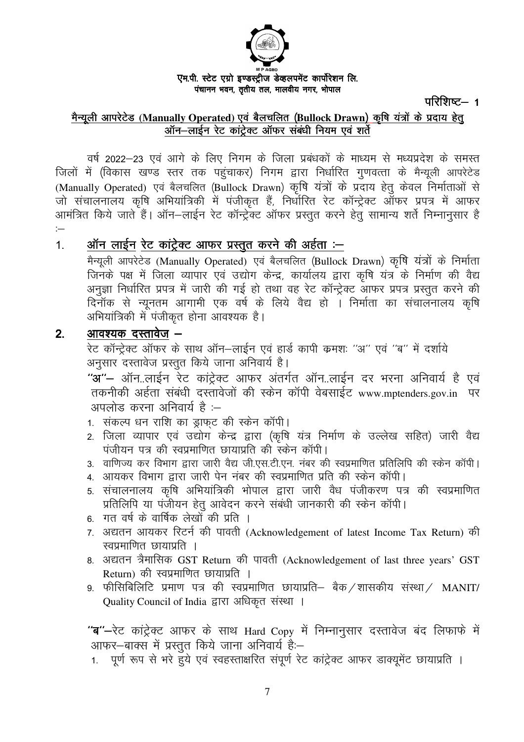एम.पी. स्टेट एग्रो इण्डस्ट्रीज डेव्हलपमेंट कार्पोरेशन लि.
पंचानन भवन, तृतीय तल, मालवीय नगर, भोपाल

परिशिष्ट– 1

## मैन्यूली आपरेटेड (Manually Operated) एवं बैलचलित (Bullock Drawn) कृषि यंत्रों के प्रदाय हेतु ऑन–लाईन रेट कांट्रेक्ट ऑफर संबंधी नियम एवं शर्ते

वर्ष 2022–23 एवं आगे के लिए निगम के जिला प्रबंधकों के माध्यम से मध्यप्रदेश के समस्त जिलों में (विकास खण्ड स्तर तक पहुंचाकर) निगम द्वारा निर्धारित गुणवत्ता के मैन्यूली आपरेटेड (Manually Operated) एवं बैलचलित (Bullock Drawn) कृषि यंत्रों के प्रदाय हेतु केवल निर्माताओं से जो संचालनालय कृषि अभियांत्रिकी में पंजीकृत हैं, निर्धारित रेट कॉन्ट्रेक्ट ऑफर प्रपत्र में आफर आमंत्रित किये जाते हैं। ऑन–लाईन रेट कॉन्ट्रेक्ट ऑफर प्रस्तुत करने हेतु सामान्य शर्ते निम्नानुसार है :–

### 1. ऑन लाईन रेट कांट्रेक्ट आफर प्रस्तुत करने की अर्हता :–

मैन्यूली आपरेटेड (Manually Operated) एवं बैलचलित (Bullock Drawn) कृषि यंत्रों के निर्माता जिनके पक्ष में जिला व्यापार एवं उद्योग केन्द्र, कार्यालय द्वारा कृषि यंत्र के निर्माण की वैद्य अनुज्ञा निर्धारित प्रपत्र में जारी की गई हो तथा वह रेट कॉन्ट्रेक्ट आफर प्रपत्र प्रस्तुत करने की दिनॉक से न्यूनतम आगामी एक वर्ष के लिये वैद्य हो । निर्माता का संचालनालय कृषि अभियांत्रिकी में पंजीकृत होना आवश्यक है।

### 2. आवश्यक दस्तावेज –

रेट कॉन्ट्रेक्ट ऑफर के साथ ऑन–लाईन एवं हार्ड कापी कमशः ''अ'' एवं ''ब'' में दर्शाये अनुसार दस्तावेज प्रस्तुत किये जाना अनिवार्य है।

**''अ''**– ऑन..लाईन रेट कांट्रेक्ट आफर अंतर्गत ऑन..लाईन दर भरना अनिवार्य है एवं तकनीकी अर्हता संबंधी दस्तावेजों की स्केन कॉपी वेबसाईट www.mptenders.gov.in पर अपलोड करना अनिवार्य है :–

1. संकल्प धन राशि का ड्राफ्ट की स्केन कॉपी।
2. जिला व्यापार एवं उद्योग केन्द्र द्वारा (कृषि यंत्र निर्माण के उल्लेख सहित) जारी वैद्य पंजीयन पत्र की स्वप्रमाणित छायाप्रति की स्केन कॉपी।
3. वाणिज्य कर विभाग द्वारा जारी वैद्य जी.एस.टी.एन. नंबर की स्वप्रमाणित प्रतिलिपि की स्केन कॉपी।
4. आयकर विभाग द्वारा जारी पेन नंबर की स्वप्रमाणित प्रति की स्केन कॉपी।
5. संचालनालय कृषि अभियांत्रिकी भोपाल द्वारा जारी वैध पंजीकरण पत्र की स्वप्रमाणित प्रतिलिपि या पंजीयन हेतु आवेदन करने संबंधी जानकारी की स्केन कॉपी।
6. गत वर्ष के वार्षिक लेखों की प्रति ।
7. अद्यतन आयकर रिटर्न की पावती (Acknowledgement of latest Income Tax Return) की स्वप्रमाणित छायाप्रति ।
8. अद्यतन त्रैमासिक GST Return की पावती (Acknowledgement of last three years' GST Return) की स्वप्रमाणित छायाप्रति ।
9. फीसिबिलिटि प्रमाण पत्र की स्वप्रमाणित छायाप्रति– बैक/शासकीय संस्था/ MANIT/ Quality Council of India द्वारा अधिकृत संस्था ।

**''ब''**–रेट कांट्रेक्ट आफर के साथ Hard Copy में निम्नानुसार दस्तावेज बंद लिफाफे में आफर–बाक्स में प्रस्तुत किये जाना अनिवार्य हैः–

1. पूर्ण रूप से भरे हुये एवं स्वहस्ताक्षरित संपूर्ण रेट कांट्रेक्ट आफर डाक्यूमेंट छायाप्रति ।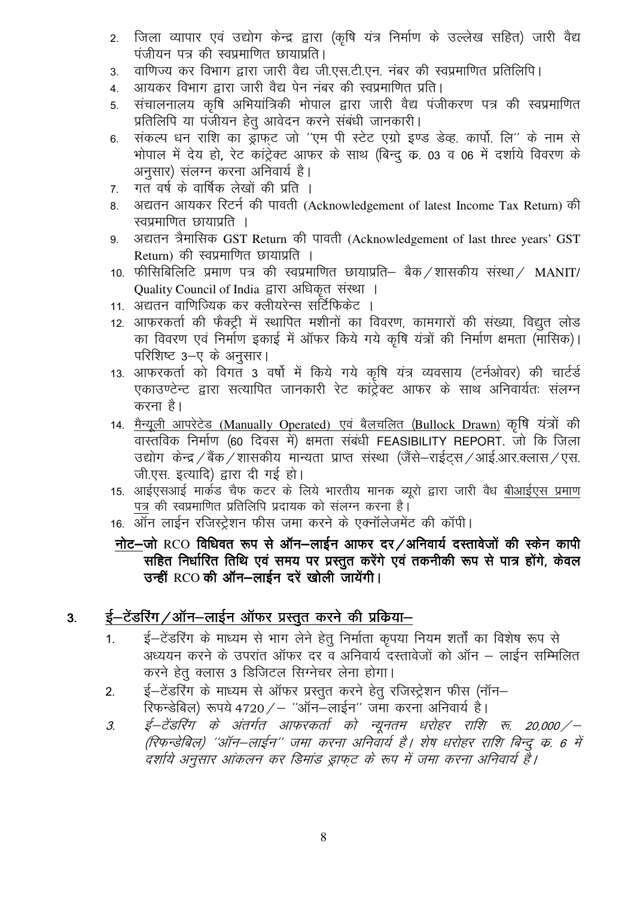2. जिला व्यापार एवं उद्योग केन्द्र द्वारा (कृषि यंत्र निर्माण के उल्लेख सहित) जारी वैद्य पंजीयन पत्र की स्वप्रमाणित छायाप्रति।
3. वाणिज्य कर विभाग द्वारा जारी वैद्य जी.एस.टी.एन. नंबर की स्वप्रमाणित प्रतिलिपि।
4. आयकर विभाग द्वारा जारी वैद्य पेन नंबर की स्वप्रमाणित प्रति।
5. संचालनालय कृषि अभियांत्रिकी भोपाल द्वारा जारी वैद्य पंजीकरण पत्र की स्वप्रमाणित प्रतिलिपि या पंजीयन हेतु आवेदन करने संबंधी जानकारी।
6. संकल्प धन राशि का ड्राफ्ट जो ''एम पी स्टेट एग्रो इण्ड डेव्ह. कार्पो. लि'' के नाम से भोपाल में देय हो, रेट कांट्रेक्ट आफर के साथ (बिन्दु क्र. 03 व 06 में दर्शाये विवरण के अनुसार) संलग्न करना अनिवार्य है।
7. गत वर्ष के वार्षिक लेखों की प्रति ।
8. अद्यतन आयकर रिटर्न की पावती (Acknowledgement of latest Income Tax Return) की स्वप्रमाणित छायाप्रति ।
9. अद्यतन त्रैमासिक GST Return की पावती (Acknowledgement of last three years' GST Return) की स्वप्रमाणित छायाप्रति ।
10. फीसिबिलिटि प्रमाण पत्र की स्वप्रमाणित छायाप्रति– बैक/शासकीय संस्था/ MANIT/ Quality Council of India द्वारा अधिकृत संस्था ।
11. अद्यतन वाणिज्यिक कर क्लीयरेन्स सर्टिफिकेट ।
12. आफरकर्ता की फैक्ट्री में स्थापित मशीनों का विवरण, कामगारों की संख्या, विद्युत लोड का विवरण एवं निर्माण इकाई में ऑफर किये गये कृषि यंत्रों की निर्माण क्षमता (मासिक)। परिशिष्ट 3–ए के अनुसार।
13. आफरकर्ता को विगत 3 वर्षो में किये गये कृषि यंत्र व्यवसाय (टर्नओवर) की चार्टर्ड एकाउण्टेन्ट द्वारा सत्यापित जानकारी रेट कांट्रेक्ट आफर के साथ अनिवार्यतः संलग्न करना है।
14. <u>मैन्यूली आपरेटेड (Manually Operated) एवं बैलचलित (Bullock Drawn)</u> कृषि यंत्रों की वास्तविक निर्माण (60 दिवस में) क्षमता संबंधी FEASIBILITY REPORT. जो कि जिला उद्योग केन्द्र/बैंक/शासकीय मान्यता प्राप्त संस्था (जैसे–राईट्स/आई.आर.क्लास/एस. जी.एस. इत्यादि) द्वारा दी गई हो।
15. आईएसआई मार्कड चैफ कटर के लिये भारतीय मानक ब्यूरो द्वारा जारी वैध <u>बीआईएस प्रमाण पत्र</u> की स्वप्रमाणित प्रतिलिपि प्रदायक को संलग्न करना है।
16. ऑन लाईन रजिस्ट्रेशन फीस जमा करने के एक्नॉलेजमेंट की कॉपी।

**<u>नोट</u>–जो RCO विधिवत रूप से ऑन–लाईन आफर दर/अनिवार्य दस्तावेजों की स्केन कापी सहित निर्धारित तिथि एवं समय पर प्रस्तुत करेंगे एवं तकनीकी रूप से पात्र होंगे, केवल उन्हीं RCO की ऑन–लाईन दरें खोली जायेंगी।**

## 3. <u>ई–टेंडरिंग/ऑन–लाईन ऑफर प्रस्तुत करने की प्रकिया–</u>

1. ई–टेंडरिंग के माध्यम से भाग लेने हेतु निर्माता कृपया नियम शर्तों का विशेष रूप से अध्ययन करने के उपरांत ऑफर दर व अनिवार्य दस्तावेजों को ऑन – लाईन सम्मिलित करने हेतु क्लास 3 डिजिटल सिग्नेचर लेना होगा।
2. ई–टेंडरिंग के माध्यम से ऑफर प्रस्तुत करने हेतु रजिस्ट्रेशन फीस (नॉन–रिफन्डेबिल) रूपये 4720/– ''ऑन–लाईन'' जमा करना अनिवार्य है।
3. *ई–टेंडरिंग के अंतर्गत आफरकर्ता को न्यूनतम धरोहर राशि रू. 20,000/– (रिफन्डेबिल) ''ऑन–लाईन'' जमा करना अनिवार्य है। शेष धरोहर राशि बिन्दु क्र. 6 में दर्शाये अनुसार आंकलन कर डिमांड ड्राफ्ट के रूप में जमा करना अनिवार्य है।*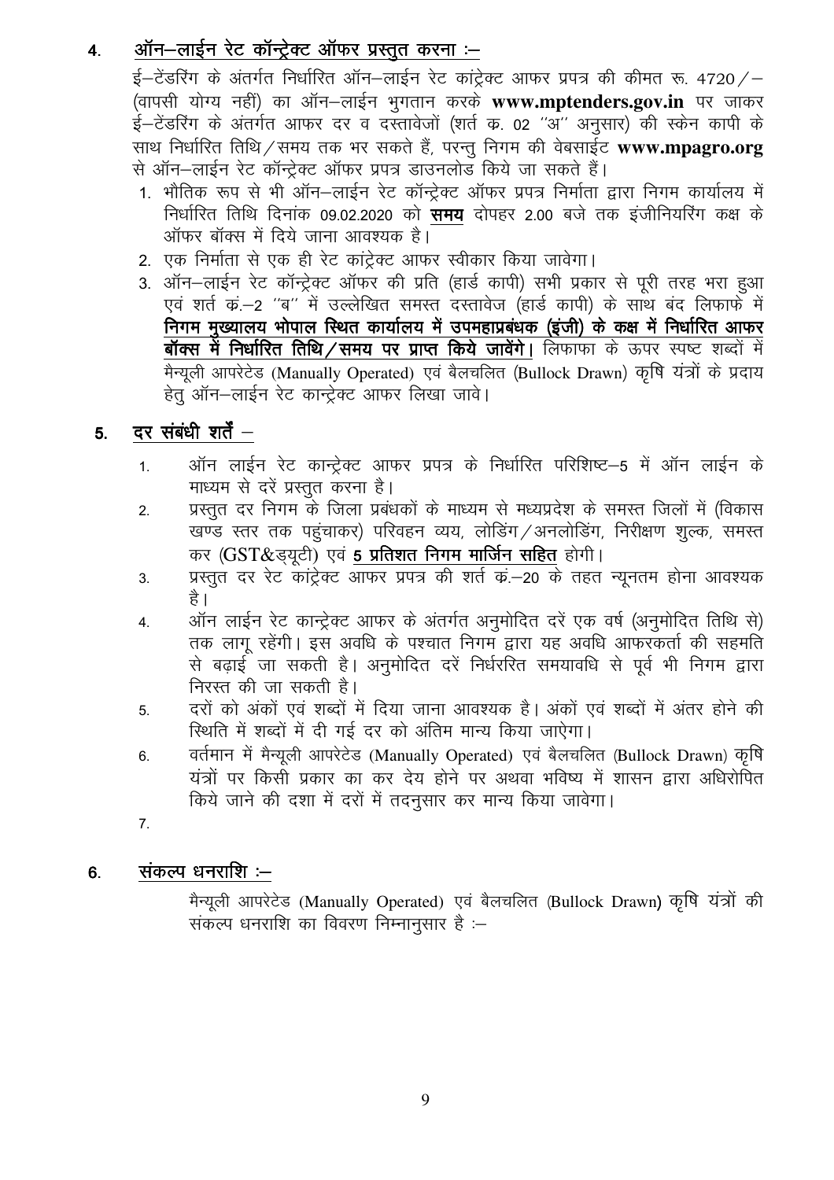## 4. ऑन–लाईन रेट कॉन्ट्रेक्ट ऑफर प्रस्तुत करना :–

ई–टेंडरिंग के अंतर्गत निर्धारित ऑन–लाईन रेट कांट्रेक्ट आफर प्रपत्र की कीमत रू. 4720/– (वापसी योग्य नहीं) का ऑन–लाईन भुगतान करके **www.mptenders.gov.in** पर जाकर ई–टेंडरिंग के अंतर्गत आफर दर व दस्तावेजों (शर्त क्र. 02 ''अ'' अनुसार) की स्केन कापी के साथ निर्धारित तिथि/समय तक भर सकते हैं, परन्तु निगम की वेबसाईट **www.mpagro.org** से ऑन–लाईन रेट कॉन्ट्रेक्ट ऑफर प्रपत्र डाउनलोड किये जा सकते हैं।

1. भौतिक रूप से भी ऑन–लाईन रेट कॉन्ट्रेक्ट ऑफर प्रपत्र निर्माता द्वारा निगम कार्यालय में निर्धारित तिथि दिनांक 09.02.2020 को **समय** दोपहर 2.00 बजे तक इंजीनियरिंग कक्ष के ऑफर बॉक्स में दिये जाना आवश्यक है।
2. एक निर्माता से एक ही रेट कांट्रेक्ट आफर स्वीकार किया जावेगा।
3. ऑन–लाईन रेट कॉन्ट्रेक्ट ऑफर की प्रति (हार्ड कापी) सभी प्रकार से पूरी तरह भरा हुआ एवं शर्त क्रं.–2 ''ब'' में उल्लेखित समस्त दस्तावेज (हार्ड कापी) के साथ बंद लिफाफे में **निगम मुख्यालय भोपाल स्थित कार्यालय में उपमहाप्रबंधक (इंजी) के कक्ष में निर्धारित आफर बॉक्स में निर्धारित तिथि/समय पर प्राप्त किये जावेंगे।** लिफाफा के ऊपर स्पष्ट शब्दों में मैन्यूली आपरेटेड (Manually Operated) एवं बैलचलित (Bullock Drawn) कृषि यंत्रों के प्रदाय हेतु ऑन–लाईन रेट कान्ट्रेक्ट आफर लिखा जावे।

## 5. दर संबंधी शर्तें –

1. ऑन लाईन रेट कान्ट्रेक्ट आफर प्रपत्र के निर्धारित परिशिष्ट–5 में ऑन लाईन के माध्यम से दरें प्रस्तुत करना है।
2. प्रस्तुत दर निगम के जिला प्रबंधकों के माध्यम से मध्यप्रदेश के समस्त जिलों में (विकास खण्ड स्तर तक पहुंचाकर) परिवहन व्यय, लोडिंग/अनलोडिंग, निरीक्षण शुल्क, समस्त कर (GST&ड्यूटी) एवं **5 प्रतिशत निगम मार्जिन सहित** होगी।
3. प्रस्तुत दर रेट कांट्रेक्ट आफर प्रपत्र की शर्त क्रं.–20 के तहत न्यूनतम होना आवश्यक है।
4. ऑन लाईन रेट कान्ट्रेक्ट आफर के अंतर्गत अनुमोदित दरें एक वर्ष (अनुमोदित तिथि से) तक लागू रहेंगी। इस अवधि के पश्चात निगम द्वारा यह अवधि आफरकर्ता की सहमति से बढ़ाई जा सकती है। अनुमोदित दरें निर्धररित समयावधि से पूर्व भी निगम द्वारा निरस्त की जा सकती है।
5. दरों को अंकों एवं शब्दों में दिया जाना आवश्यक है। अंकों एवं शब्दों में अंतर होने की स्थिति में शब्दों में दी गई दर को अंतिम मान्य किया जाऐगा।
6. वर्तमान में मैन्यूली आपरेटेड (Manually Operated) एवं बैलचलित (Bullock Drawn) कृषि यंत्रों पर किसी प्रकार का कर देय होने पर अथवा भविष्य में शासन द्वारा अधिरोपित किये जाने की दशा में दरों में तदनुसार कर मान्य किया जावेगा।
7. 

## 6. संकल्प धनराशि :–

मैन्यूली आपरेटेड (Manually Operated) एवं बैलचलित (Bullock Drawn) कृषि यंत्रों की संकल्प धनराशि का विवरण निम्नानुसार है :–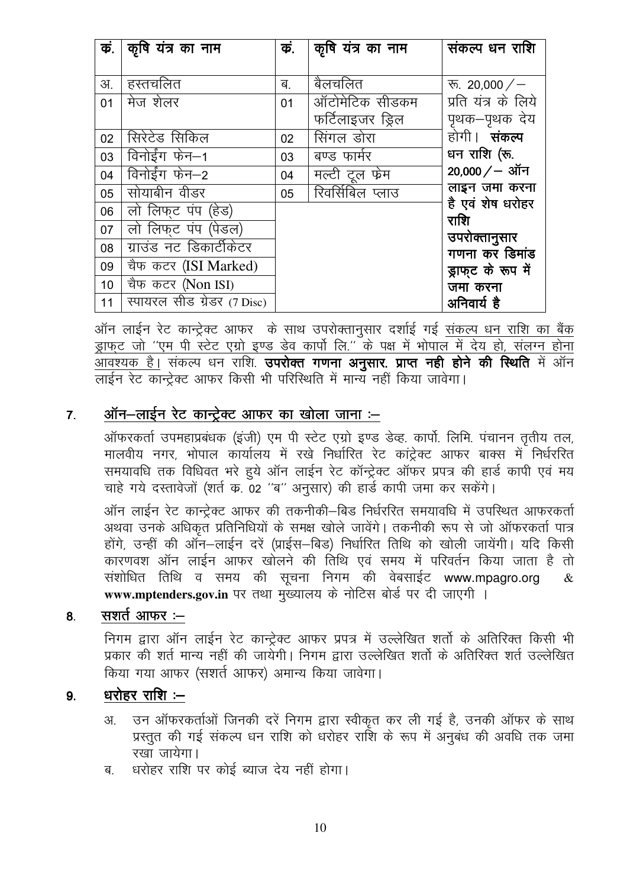| कं. | कृषि यंत्र का नाम | कं. | कृषि यंत्र का नाम | संकल्प धन राशि |
|---|---|---|---|---|
| अ. | हस्तचलित | ब. | बैलचलित | रू. 20,000 / — प्रति यंत्र के लिये पृथक–पृथक देय होगी। **संकल्प धन राशि (रू. 20,000 / — ऑन लाइन जमा करना है एवं शेष धरोहर राशि उपरोक्तानुसार गणना कर डिमांड ड्राफ्ट के रूप में जमा करना अनिवार्य है** |
| 01 | मेज शेलर | 01 | ऑटोमेटिक सीडकम फर्टिलाइजर ड्रिल | |
| 02 | सिरेटेड सिकिल | 02 | सिंगल डोरा | |
| 03 | विनोईंग फेन–1 | 03 | बण्ड फार्मर | |
| 04 | विनोईंग फेन–2 | 04 | मल्टी टूल फ्रेम | |
| 05 | सोयाबीन वीडर | 05 | रिवर्सिबिल प्लाउ | |
| 06 | लो लिफ्ट पंप (हेड) | | | |
| 07 | लो लिफ्ट पंप (पेडल) | | | |
| 08 | ग्राउंड नट डिकार्टीकेटर | | | |
| 09 | चैफ कटर (ISI Marked) | | | |
| 10 | चैफ कटर (Non ISI) | | | |
| 11 | स्पायरल सीड ग्रेडर (7 Disc) | | | |

ऑन लाईन रेट कान्ट्रेक्ट आफर के साथ उपरोक्तानुसार दर्शाई गई संकल्प धन राशि का बैंक ड्राफ्ट जो ''एम पी स्टेट एग्रो इण्ड डेव कार्पो लि.'' के पक्ष में भोपाल में देय हो, संलग्न होना आवश्यक है। संकल्प धन राशि. **उपरोक्त गणना अनुसार. प्राप्त नही होने की स्थिति** में ऑन लाईन रेट कान्ट्रेक्ट आफर किसी भी परिस्थिति में मान्य नहीं किया जावेगा।

## 7. ऑन–लाईन रेट कान्ट्रेक्ट आफर का खोला जाना :–

ऑफरकर्ता उपमहाप्रबंधक (इंजी) एम पी स्टेट एग्रो इण्ड डेव्ह. कार्पो. लिमि. पंचानन तृतीय तल, मालवीय नगर, भोपाल कार्यालय में रखे निर्धारित रेट कांट्रेक्ट आफर बाक्स में निर्धररित समयावधि तक विधिवत भरे हुये ऑन लाईन रेट कॉन्ट्रेक्ट ऑफर प्रपत्र की हार्ड कापी एवं मय चाहे गये दस्तावेजों (शर्त क. 02 ''ब'' अनुसार) की हार्ड कापी जमा कर सकेंगे।

ऑन लाईन रेट कान्ट्रेक्ट आफर की तकनीकी–बिड निर्धररित समयावधि में उपस्थित आफरकर्ता अथवा उनके अधिकृत प्रतिनिधियों के समक्ष खोले जावेंगे। तकनीकी रूप से जो ऑफरकर्ता पात्र होंगे, उन्हीं की ऑन–लाईन दरें (प्राईस–बिड) निर्धारित तिथि को खोली जायेंगी। यदि किसी कारणवश ऑन लाईन आफर खोलने की तिथि एवं समय में परिवर्तन किया जाता है तो संशोधित तिथि व समय की सूचना निगम की वेबसाईट www.mpagro.org & **www.mptenders.gov.in** पर तथा मुख्यालय के नोटिस बोर्ड पर दी जाएगी ।

## 8. सशर्त आफर :–

निगम द्वारा ऑन लाईन रेट कान्ट्रेक्ट आफर प्रपत्र में उल्लेखित शर्तो के अतिरिक्त किसी भी प्रकार की शर्त मान्य नहीं की जायेगी। निगम द्वारा उल्लेखित शर्तो के अतिरिक्त शर्त उल्लेखित किया गया आफर (सशर्त आफर) अमान्य किया जावेगा।

## 9. धरोहर राशि :–

अ. उन ऑफरकर्ताओं जिनकी दरें निगम द्वारा स्वीकृत कर ली गई है, उनकी ऑफर के साथ प्रस्तुत की गई संकल्प धन राशि को धरोहर राशि के रूप में अनुबंध की अवधि तक जमा रखा जायेगा।

ब. धरोहर राशि पर कोई ब्याज देय नहीं होगा।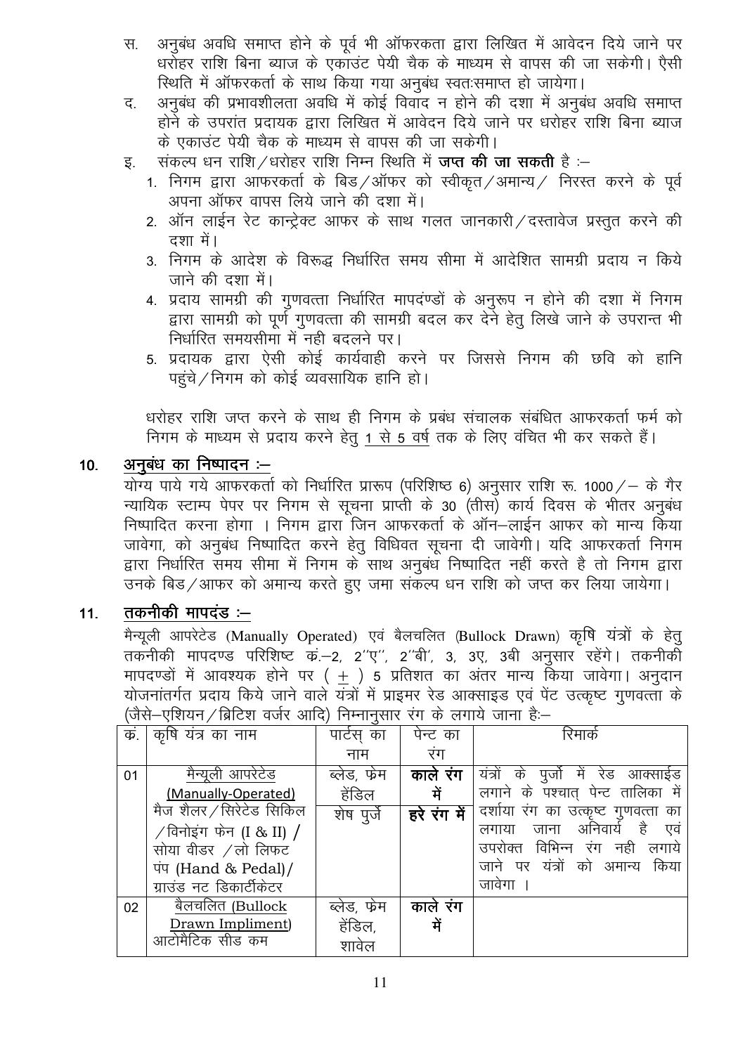स. अनुबंध अवधि समाप्त होने के पूर्व भी ऑफरकता द्वारा लिखित में आवेदन दिये जाने पर धरोहर राशि बिना ब्याज के एकाउंट पेयी चैक के माध्यम से वापस की जा सकेगी। ऐसी स्थिति में ऑफरकर्ता के साथ किया गया अनुबंध स्वतःसमाप्त हो जायेगा।

द. अनुबंध की प्रभावशीलता अवधि में कोई विवाद न होने की दशा में अनुबंध अवधि समाप्त होने के उपरांत प्रदायक द्वारा लिखित में आवेदन दिये जाने पर धरोहर राशि बिना ब्याज के एकाउंट पेयी चैक के माध्यम से वापस की जा सकेगी।

इ. संकल्प धन राशि/धरोहर राशि निम्न स्थिति में **जप्त की जा सकती** है :–

1. निगम द्वारा आफरकर्ता के बिड/ऑफर को स्वीकृत/अमान्य/ निरस्त करने के पूर्व अपना ऑफर वापस लिये जाने की दशा में।
2. ऑन लाईन रेट कान्ट्रेक्ट आफर के साथ गलत जानकारी/दस्तावेज प्रस्तुत करने की दशा में।
3. निगम के आदेश के विरूद्ध निर्धारित समय सीमा में आदेशित सामग्री प्रदाय न किये जाने की दशा में।
4. प्रदाय सामग्री की गुणवत्ता निर्धारित मापदंण्डों के अनुरूप न होने की दशा में निगम द्वारा सामग्री को पूर्ण गुणवत्ता की सामग्री बदल कर देने हेतु लिखे जाने के उपरान्त भी निर्धारित समयसीमा में नही बदलने पर।
5. प्रदायक द्वारा ऐसी कोई कार्यवाही करने पर जिससे निगम की छवि को हानि पहुंचे/निगम को कोई व्यवसायिक हानि हो।

धरोहर राशि जप्त करने के साथ ही निगम के प्रबंध संचालक संबंधित आफरकर्ता फर्म को निगम के माध्यम से प्रदाय करने हेतु 1 से 5 वर्ष तक के लिए वंचित भी कर सकते हैं।

## 10. अनुबंध का निष्पादन :–

योग्य पाये गये आफरकर्ता को निर्धारित प्रारूप (परिशिष्ठ 6) अनुसार राशि रू. 1000/– के गैर न्यायिक स्टाम्प पेपर पर निगम से सूचना प्राप्ती के 30 (तीस) कार्य दिवस के भीतर अनुबंध निष्पादित करना होगा । निगम द्वारा जिन आफरकर्ता के ऑन–लाईन आफर को मान्य किया जावेगा, को अनुबंध निष्पादित करने हेतु विधिवत सूचना दी जावेगी। यदि आफरकर्ता निगम द्वारा निर्धारित समय सीमा में निगम के साथ अनुबंध निष्पादित नहीं करते है तो निगम द्वारा उनके बिड/आफर को अमान्य करते हुए जमा संकल्प धन राशि को जप्त कर लिया जायेगा।

## 11. तकनीकी मापदंड :–

मैन्यूली आपरेटेड (Manually Operated) एवं बैलचलित (Bullock Drawn) कृषि यंत्रों के हेतु तकनीकी मापदण्ड परिशिष्ट क्र.–2, 2"ए", 2"बी', 3, 3ए, 3बी अनुसार रहेंगे। तकनीकी मापदण्डों में आवश्यक होने पर ( ± ) 5 प्रतिशत का अंतर मान्य किया जावेगा। अनुदान योजनांतर्गत प्रदाय किये जाने वाले यंत्रों में प्राइमर रेड आक्साइड एवं पेंट उत्कृष्ट गुणवत्ता के (जैसे–एशियन/ब्रिटिश वर्जर आदि) निम्नानुसार रंग के लगाये जाना हैः–

| क्र. | कृषि यंत्र का नाम | पार्टस् का नाम | पेन्ट का रंग | रिमार्क |
|---|---|---|---|---|
| 01 | मैन्यूली आपरेटेड (Manually-Operated) मैज शैलर/सिरेटेड सिकिल/विनोइंग फेन (I & II) / सोया वीडर /लो लिफट पंप (Hand & Pedal)/ ग्राउंड नट डिकार्टीकेटर | ब्लेड, फ्रेम हेंडिल | **काले रंग में** | यंत्रों के पुर्जो में रेड आक्साईड लगाने के पश्चात् पेन्ट तालिका में दर्शाया रंग का उत्कृष्ट गुणवत्ता का लगाया जाना अनिवार्य है एवं उपरोक्त विभिन्न रंग नही लगाये जाने पर यंत्रों को अमान्य किया जावेगा । |
| | | शेष पुर्जे | **हरे रंग में** | |
| 02 | बैलचलित (Bullock Drawn Impliment) आटोमैटिक सीड कम | ब्लेड, फ्रेम हेंडिल, शावेल | **काले रंग में** | |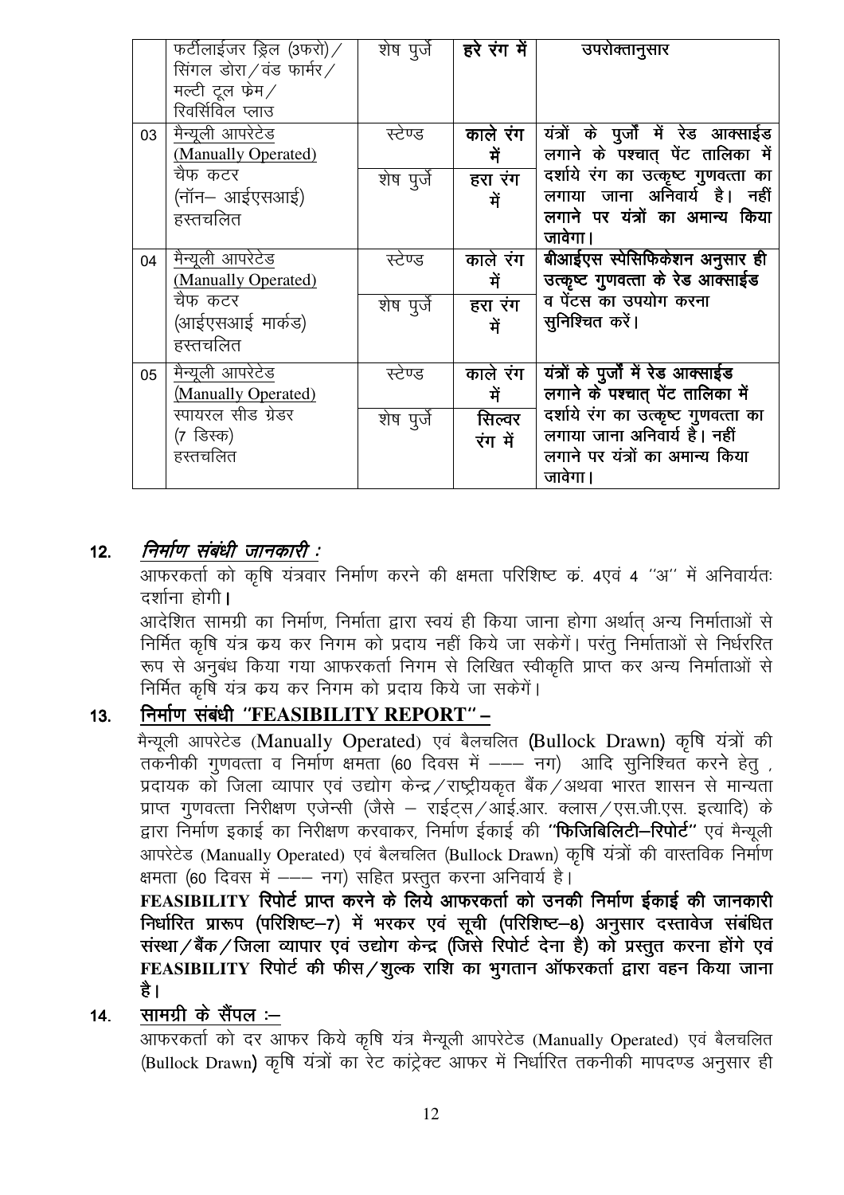|  | फर्टीलाईजर ड्रिल (3फरो) / सिंगल डोरा / वंड फार्मर / मल्टी टूल फ्रेम / रिवर्सिविल प्लाउ | शेष पुर्जे | **हरे रंग में** | उपरोक्तानुसार |
|---|---|---|---|---|
| 03 | <u>मैन्यूली आपरेटेड (Manually Operated)</u> चैफ कटर (नॉन– आईएसआई) हस्तचलित | स्टेण्ड | **काले रंग में** | **यंत्रों के पुर्जों में रेड आक्साईड लगाने के पश्चात् पेंट तालिका में दर्शाये रंग का उत्कृष्ट गुणवत्ता का लगाया जाना अनिवार्य है। नहीं लगाने पर यंत्रों का अमान्य किया जावेगा।** |
|  |  | शेष पुर्जे | **हरा रंग में** |  |
| 04 | <u>मैन्यूली आपरेटेड (Manually Operated)</u> चैफ कटर (आईएसआई मार्कड) हस्तचलित | स्टेण्ड | **काले रंग में** | **बीआईएस स्पेसिफिकेशन अनुसार ही उत्कृष्ट गुणवत्ता के रेड आक्साईड व पेंटस का उपयोग करना सुनिश्चित करें।** |
|  |  | शेष पुर्जे | **हरा रंग में** |  |
| 05 | <u>मैन्यूली आपरेटेड (Manually Operated)</u> स्पायरल सीड ग्रेडर (7 डिस्क) हस्तचलित | स्टेण्ड | **काले रंग में** | **यंत्रों के पुर्जों में रेड आक्साईड लगाने के पश्चात् पेंट तालिका में दर्शाये रंग का उत्कृष्ट गुणवत्ता का लगाया जाना अनिवार्य है। नहीं लगाने पर यंत्रों का अमान्य किया जावेगा।** |
|  |  | शेष पुर्जे | **सिल्वर रंग में** |  |

## 12. <u>*निर्माण संबंधी जानकारी :*</u>

आफरकर्ता को कृषि यंत्रवार निर्माण करने की क्षमता परिशिष्ट क्रं. 4एवं 4 ''अ'' में अनिवार्यतः दर्शाना होगी।

आदेशित सामग्री का निर्माण, निर्माता द्वारा स्वयं ही किया जाना होगा अर्थात् अन्य निर्माताओं से निर्मित कृषि यंत्र क्रय कर निगम को प्रदाय नहीं किये जा सकेगें। परंतु निर्माताओं से निर्धररित रूप से अनुबंध किया गया आफरकर्ता निगम से लिखित स्वीकृति प्राप्त कर अन्य निर्माताओं से निर्मित कृषि यंत्र क्रय कर निगम को प्रदाय किये जा सकेगें।

## 13. <u>निर्माण संबंधी "FEASIBILITY REPORT" –</u>

मैन्यूली आपरेटेड (Manually Operated) एवं बैलचलित (Bullock Drawn) कृषि यंत्रों की तकनीकी गुणवत्ता व निर्माण क्षमता (60 दिवस में ––– नग) आदि सुनिश्चित करने हेतु , प्रदायक को जिला व्यापार एवं उद्योग केन्द्र / राष्ट्रीयकृत बैंक / अथवा भारत शासन से मान्यता प्राप्त गुणवत्ता निरीक्षण एजेन्सी (जैसे – राईट्स / आई.आर. क्लास / एस.जी.एस. इत्यादि) के द्वारा निर्माण इकाई का निरीक्षण करवाकर, निर्माण ईकाई की **"फिजिबिलिटी–रिपोर्ट"** एवं मैन्यूली आपरेटेड (Manually Operated) एवं बैलचलित (Bullock Drawn) कृषि यंत्रों की वास्तविक निर्माण क्षमता (60 दिवस में ––– नग) सहित प्रस्तुत करना अनिवार्य है।

**FEASIBILITY रिपोर्ट प्राप्त करने के लिये आफरकर्ता को उनकी निर्माण ईकाई की जानकारी निर्धारित प्रारूप (परिशिष्ट–7) में भरकर एवं सूची (परिशिष्ट–8) अनुसार दस्तावेज संबंधित संस्था / बैंक / जिला व्यापार एवं उद्योग केन्द्र (जिसे रिपोर्ट देना है) को प्रस्तुत करना होंगे एवं FEASIBILITY रिपोर्ट की फीस / शुल्क राशि का भुगतान ऑफरकर्ता द्वारा वहन किया जाना है।**

## 14. <u>सामग्री के सैंपल :–</u>

आफरकर्ता को दर आफर किये कृषि यंत्र मैन्यूली आपरेटेड (Manually Operated) एवं बैलचलित (Bullock Drawn) कृषि यंत्रों का रेट कांट्रेक्ट आफर में निर्धारित तकनीकी मापदण्ड अनुसार ही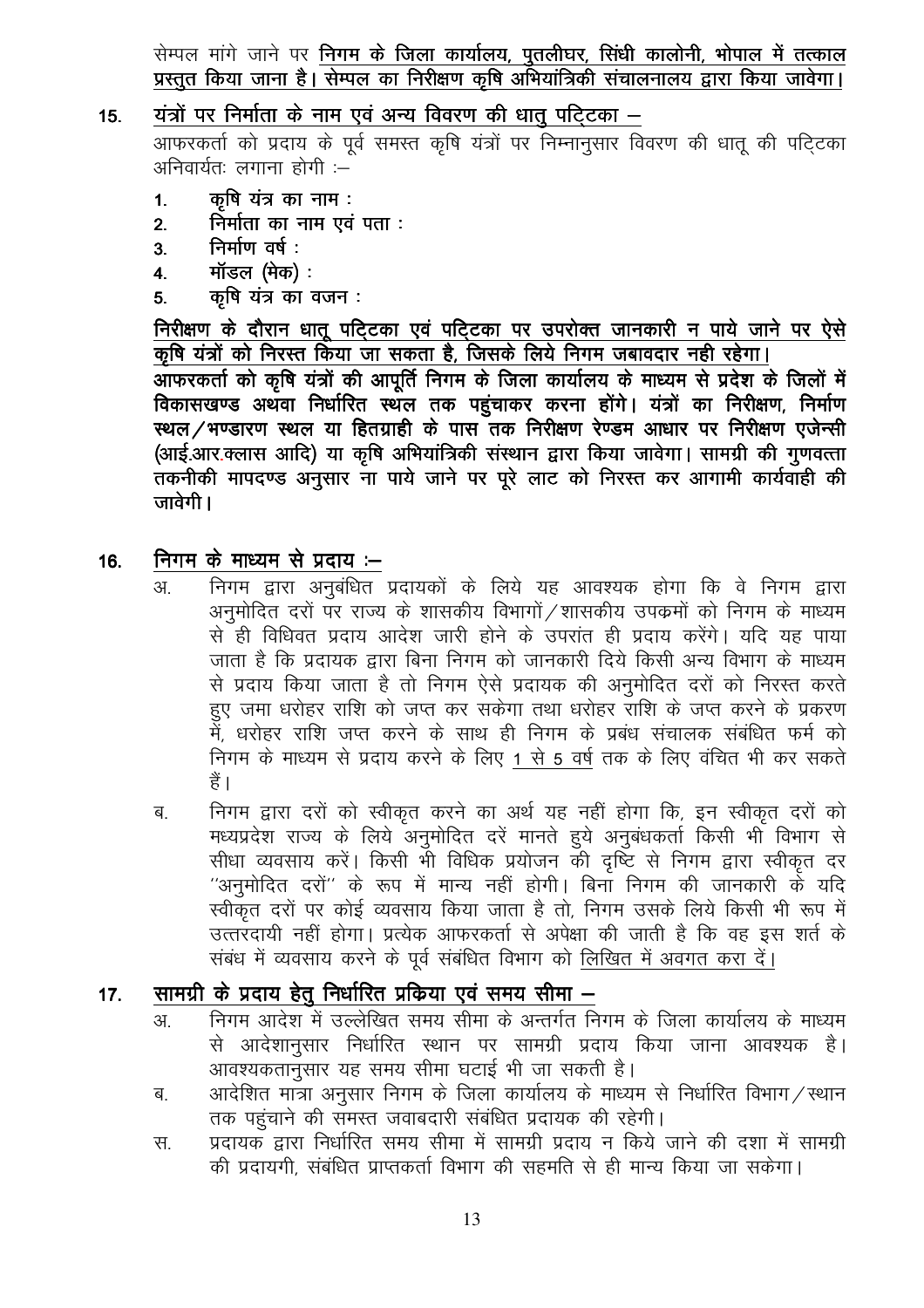सेम्पल मांगे जाने पर **निगम के जिला कार्यालय, पुतलीघर, सिंधी कालोनी, भोपाल में तत्काल प्रस्तुत किया जाना है। सेम्पल का निरीक्षण कृषि अभियांत्रिकी संचालनालय द्वारा किया जावेगा।**

## 15. यंत्रों पर निर्माता के नाम एवं अन्य विवरण की धातु पट्टिका –

आफरकर्ता को प्रदाय के पूर्व समस्त कृषि यंत्रों पर निम्नानुसार विवरण की धातू की पट्टिका अनिवार्यतः लगाना होगी :–

1. **कृषि यंत्र का नाम :**
2. **निर्माता का नाम एवं पता :**
3. **निर्माण वर्ष :**
4. **मॉडल (मेक) :**
5. **कृषि यंत्र का वजन :**

**निरीक्षण के दौरान धातू पट्टिका एवं पट्टिका पर उपरोक्त जानकारी न पाये जाने पर ऐसे कृषि यंत्रों को निरस्त किया जा सकता है, जिसके लिये निगम जबावदार नही रहेगा।**
**आफरकर्ता को कृषि यंत्रों की आपूर्ति निगम के जिला कार्यालय के माध्यम से प्रदेश के जिलों में विकासखण्ड अथवा निर्धारित स्थल तक पहुंचाकर करना होंगे। यंत्रों का निरीक्षण, निर्माण स्थल/भण्डारण स्थल या हितग्राही के पास तक निरीक्षण रेण्डम आधार पर निरीक्षण एजेन्सी (आई.आर.क्लास आदि) या कृषि अभियांत्रिकी संस्थान द्वारा किया जावेगा। सामग्री की गुणवत्ता तकनीकी मापदण्ड अनुसार ना पाये जाने पर पूरे लाट को निरस्त कर आगामी कार्यवाही की जावेगी।**

## 16. निगम के माध्यम से प्रदाय :–

अ. निगम द्वारा अनुबंधित प्रदायकों के लिये यह आवश्यक होगा कि वे निगम द्वारा अनुमोदित दरों पर राज्य के शासकीय विभागों/शासकीय उपक्रमों को निगम के माध्यम से ही विधिवत प्रदाय आदेश जारी होने के उपरांत ही प्रदाय करेंगे। यदि यह पाया जाता है कि प्रदायक द्वारा बिना निगम को जानकारी दिये किसी अन्य विभाग के माध्यम से प्रदाय किया जाता है तो निगम ऐसे प्रदायक की अनुमोदित दरों को निरस्त करते हुए जमा धरोहर राशि को जप्त कर सकेगा तथा धरोहर राशि के जप्त करने के प्रकरण में, धरोहर राशि जप्त करने के साथ ही निगम के प्रबंध संचालक संबंधित फर्म को निगम के माध्यम से प्रदाय करने के लिए <u>1 से 5 वर्ष</u> तक के लिए वंचित भी कर सकते हैं।

ब. निगम द्वारा दरों को स्वीकृत करने का अर्थ यह नहीं होगा कि, इन स्वीकृत दरों को मध्यप्रदेश राज्य के लिये अनुमोदित दरें मानते हुये अनुबंधकर्ता किसी भी विभाग से सीधा व्यवसाय करें। किसी भी विधिक प्रयोजन की दृष्टि से निगम द्वारा स्वीकृत दर "अनुमोदित दरों" के रूप में मान्य नहीं होगी। बिना निगम की जानकारी के यदि स्वीकृत दरों पर कोई व्यवसाय किया जाता है तो, निगम उसके लिये किसी भी रूप में उत्तरदायी नहीं होगा। प्रत्येक आफरकर्ता से अपेक्षा की जाती है कि वह इस शर्त के संबंध में व्यवसाय करने के पूर्व संबंधित विभाग को <u>लिखित में अवगत करा दें।</u>

## 17. सामग्री के प्रदाय हेतु निर्धारित प्रकिया एवं समय सीमा –

अ. निगम आदेश में उल्लेखित समय सीमा के अन्तर्गत निगम के जिला कार्यालय के माध्यम से आदेशानुसार निर्धारित स्थान पर सामग्री प्रदाय किया जाना आवश्यक है। आवश्यकतानुसार यह समय सीमा घटाई भी जा सकती है।

ब. आदेशित मात्रा अनुसार निगम के जिला कार्यालय के माध्यम से निर्धारित विभाग/स्थान तक पहुंचाने की समस्त जवाबदारी संबंधित प्रदायक की रहेगी।

स. प्रदायक द्वारा निर्धारित समय सीमा में सामग्री प्रदाय न किये जाने की दशा में सामग्री की प्रदायगी, संबंधित प्राप्तकर्ता विभाग की सहमति से ही मान्य किया जा सकेगा।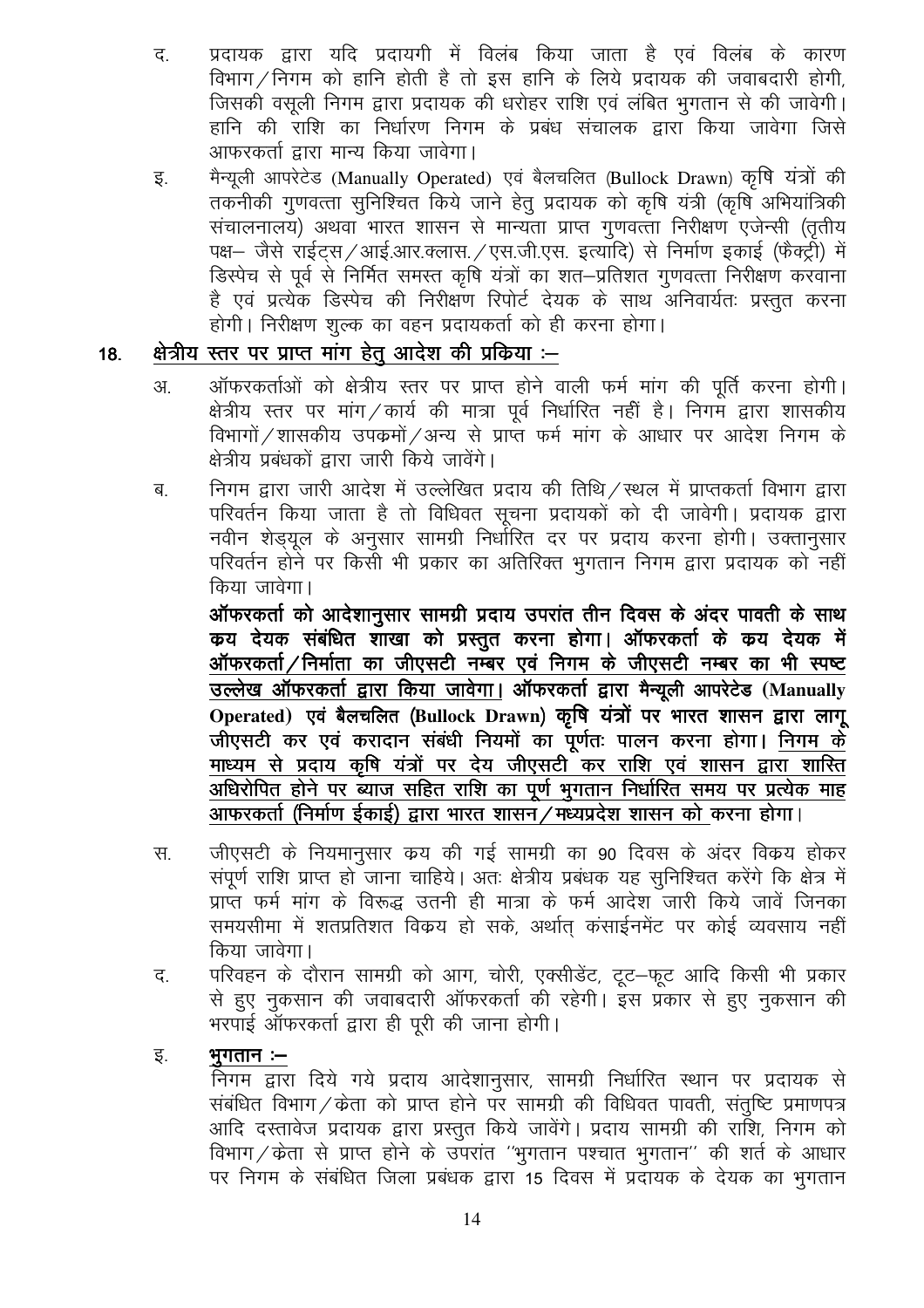द. प्रदायक द्वारा यदि प्रदायगी में विलंब किया जाता है एवं विलंब के कारण विभाग/निगम को हानि होती है तो इस हानि के लिये प्रदायक की जवाबदारी होगी, जिसकी वसूली निगम द्वारा प्रदायक की धरोहर राशि एवं लंबित भुगतान से की जावेगी। हानि की राशि का निर्धारण निगम के प्रबंध संचालक द्वारा किया जावेगा जिसे आफरकर्ता द्वारा मान्य किया जावेगा।

इ. मैन्यूली आपरेटेड (Manually Operated) एवं बैलचलित (Bullock Drawn) कृषि यंत्रों की तकनीकी गुणवत्ता सुनिश्चित किये जाने हेतु प्रदायक को कृषि यंत्री (कृषि अभियांत्रिकी संचालनालय) अथवा भारत शासन से मान्यता प्राप्त गुणवत्ता निरीक्षण एजेन्सी (तृतीय पक्ष– जैसे राईट्स/आई.आर.क्लास./एस.जी.एस. इत्यादि) से निर्माण इकाई (फैक्ट्री) में डिस्पेच से पूर्व से निर्मित समस्त कृषि यंत्रों का शत–प्रतिशत गुणवत्ता निरीक्षण करवाना है एवं प्रत्येक डिस्पेच की निरीक्षण रिपोर्ट देयक के साथ अनिवार्यतः प्रस्तुत करना होगी। निरीक्षण शुल्क का वहन प्रदायकर्ता को ही करना होगा।

## 18. <u>क्षेत्रीय स्तर पर प्राप्त मांग हेतु आदेश की प्रकिया :–</u>

अ. ऑफरकर्ताओं को क्षेत्रीय स्तर पर प्राप्त होने वाली फर्म मांग की पूर्ति करना होगी। क्षेत्रीय स्तर पर मांग/कार्य की मात्रा पूर्व निर्धारित नहीं है। निगम द्वारा शासकीय विभागों/शासकीय उपकमों/अन्य से प्राप्त फर्म मांग के आधार पर आदेश निगम के क्षेत्रीय प्रबंधकों द्वारा जारी किये जावेंगे।

ब. निगम द्वारा जारी आदेश में उल्लेखित प्रदाय की तिथि/स्थल में प्राप्तकर्ता विभाग द्वारा परिवर्तन किया जाता है तो विधिवत सूचना प्रदायकों को दी जावेगी। प्रदायक द्वारा नवीन शेड्यूल के अनुसार सामग्री निर्धारित दर पर प्रदाय करना होगी। उक्तानुसार परिवर्तन होने पर किसी भी प्रकार का अतिरिक्त भुगतान निगम द्वारा प्रदायक को नहीं किया जावेगा।

**ऑफरकर्ता को आदेशानुसार सामग्री प्रदाय उपरांत तीन दिवस के अंदर पावती के साथ कय देयक संबंधित शाखा को प्रस्तुत करना होगा। <u>ऑफरकर्ता के कय देयक में ऑफरकर्ता/निर्माता का जीएसटी नम्बर एवं निगम के जीएसटी नम्बर का भी स्पष्ट उल्लेख ऑफरकर्ता द्वारा किया जावेगा।</u> ऑफरकर्ता द्वारा मैन्यूली आपरेटेड (Manually Operated) एवं बैलचलित (Bullock Drawn) कृषि यंत्रों पर भारत शासन द्वारा लागू जीएसटी कर एवं करादान संबंधी नियमों का पूर्णतः पालन करना होगा। <u>निगम के माध्यम से प्रदाय कृषि यंत्रों पर देय जीएसटी कर राशि एवं शासन द्वारा शास्ति अधिरोपित होने पर ब्याज सहित राशि का पूर्ण भुगतान निर्धारित समय पर प्रत्येक माह आफरकर्ता (निर्माण ईकाई) द्वारा भारत शासन/मध्यप्रदेश शासन को</u> करना होगा।**

स. जीएसटी के नियमानुसार कय की गई सामग्री का 90 दिवस के अंदर विकय होकर संपूर्ण राशि प्राप्त हो जाना चाहिये। अतः क्षेत्रीय प्रबंधक यह सुनिश्चित करेंगे कि क्षेत्र में प्राप्त फर्म मांग के विरूद्ध उतनी ही मात्रा के फर्म आदेश जारी किये जावें जिनका समयसीमा में शतप्रतिशत विकय हो सके, अर्थात् कंसाईनमेंट पर कोई व्यवसाय नहीं किया जावेगा।

द. परिवहन के दौरान सामग्री को आग, चोरी, एक्सीडेंट, टूट–फूट आदि किसी भी प्रकार से हुए नुकसान की जवाबदारी ऑफरकर्ता की रहेगी। इस प्रकार से हुए नुकसान की भरपाई ऑफरकर्ता द्वारा ही पूरी की जाना होगी।

इ. **<u>भुगतान :–</u>**

निगम द्वारा दिये गये प्रदाय आदेशानुसार, सामग्री निर्धारित स्थान पर प्रदायक से संबंधित विभाग/केता को प्राप्त होने पर सामग्री की विधिवत पावती, संतुष्टि प्रमाणपत्र आदि दस्तावेज प्रदायक द्वारा प्रस्तुत किये जावेंगे। प्रदाय सामग्री की राशि, निगम को विभाग/केता से प्राप्त होने के उपरांत "भुगतान पश्चात भुगतान" की शर्त के आधार पर निगम के संबंधित जिला प्रबंधक द्वारा 15 दिवस में प्रदायक के देयक का भुगतान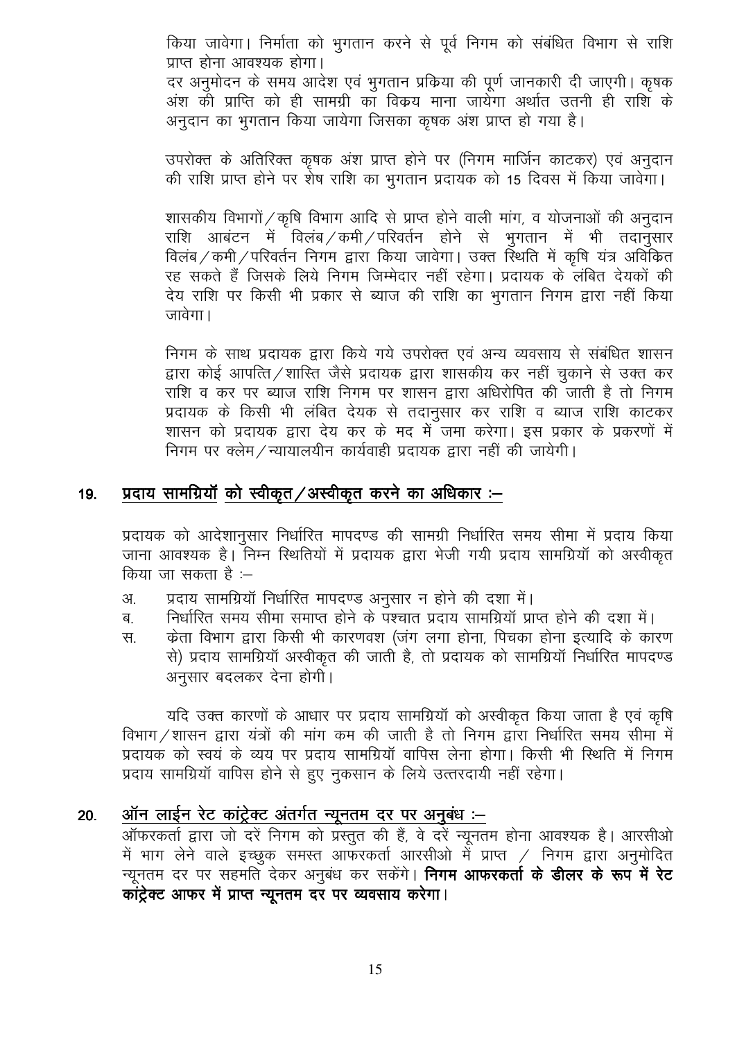किया जावेगा। निर्माता को भुगतान करने से पूर्व निगम को संबंधित विभाग से राशि प्राप्त होना आवश्यक होगा।

दर अनुमोदन के समय आदेश एवं भुगतान प्रक्रिया की पूर्ण जानकारी दी जाएगी। कृषक अंश की प्राप्ति को ही सामग्री का विक्रय माना जायेगा अर्थात उतनी ही राशि के अनुदान का भुगतान किया जायेगा जिसका कृषक अंश प्राप्त हो गया है।

उपरोक्त के अतिरिक्त कृषक अंश प्राप्त होने पर (निगम मार्जिन काटकर) एवं अनुदान की राशि प्राप्त होने पर शेष राशि का भुगतान प्रदायक को 15 दिवस में किया जावेगा।

शासकीय विभागों/कृषि विभाग आदि से प्राप्त होने वाली मांग, व योजनाओं की अनुदान राशि आबंटन में विलंब/कमी/परिवर्तन होने से भुगतान में भी तदानुसार विलंब/कमी/परिवर्तन निगम द्वारा किया जावेगा। उक्त स्थिति में कृषि यंत्र अविक्रित रह सकते हैं जिसके लिये निगम जिम्मेदार नहीं रहेगा। प्रदायक के लंबित देयकों की देय राशि पर किसी भी प्रकार से ब्याज की राशि का भुगतान निगम द्वारा नहीं किया जावेगा।

निगम के साथ प्रदायक द्वारा किये गये उपरोक्त एवं अन्य व्यवसाय से संबंधित शासन द्वारा कोई आपत्ति/शास्ति जैसे प्रदायक द्वारा शासकीय कर नहीं चुकाने से उक्त कर राशि व कर पर ब्याज राशि निगम पर शासन द्वारा अधिरोपित की जाती है तो निगम प्रदायक के किसी भी लंबित देयक से तदानुसार कर राशि व ब्याज राशि काटकर शासन को प्रदायक द्वारा देय कर के मद में जमा करेगा। इस प्रकार के प्रकरणों में निगम पर क्लेम/न्यायालयीन कार्यवाही प्रदायक द्वारा नहीं की जायेगी।

## 19. प्रदाय सामग्रियॉ को स्वीकृत/अस्वीकृत करने का अधिकार :–

प्रदायक को आदेशानुसार निर्धारित मापदण्ड की सामग्री निर्धारित समय सीमा में प्रदाय किया जाना आवश्यक है। निम्न स्थितियों में प्रदायक द्वारा भेजी गयी प्रदाय सामग्रियॉ को अस्वीकृत किया जा सकता है :–

- अ. प्रदाय सामग्रियॉ निर्धारित मापदण्ड अनुसार न होने की दशा में।
- ब. निर्धारित समय सीमा समाप्त होने के पश्चात प्रदाय सामग्रियॉ प्राप्त होने की दशा में।
- स. क्रेता विभाग द्वारा किसी भी कारणवश (जंग लगा होना, पिचका होना इत्यादि के कारण से) प्रदाय सामग्रियॉ अस्वीकृत की जाती है, तो प्रदायक को सामग्रियॉ निर्धारित मापदण्ड अनुसार बदलकर देना होगी।

यदि उक्त कारणों के आधार पर प्रदाय सामग्रियॉ को अस्वीकृत किया जाता है एवं कृषि विभाग/शासन द्वारा यंत्रों की मांग कम की जाती है तो निगम द्वारा निर्धारित समय सीमा में प्रदायक को स्वयं के व्यय पर प्रदाय सामग्रियॉ वापिस लेना होगा। किसी भी स्थिति में निगम प्रदाय सामग्रियॉ वापिस होने से हुए नुकसान के लिये उत्तरदायी नहीं रहेगा।

## 20. ऑन लाईन रेट कांट्रेक्ट अंतर्गत न्यूनतम दर पर अनुबंध :–

ऑफरकर्ता द्वारा जो दरें निगम को प्रस्तुत की हैं, वे दरें न्यूनतम होना आवश्यक है। आरसीओ में भाग लेने वाले इच्छुक समस्त आफरकर्ता आरसीओ में प्राप्त / निगम द्वारा अनुमोदित न्यूनतम दर पर सहमति देकर अनुबंध कर सकेंगे। **निगम आफरकर्ता के डीलर के रूप में रेट कांट्रेक्ट आफर में प्राप्त न्यूनतम दर पर व्यवसाय करेगा।**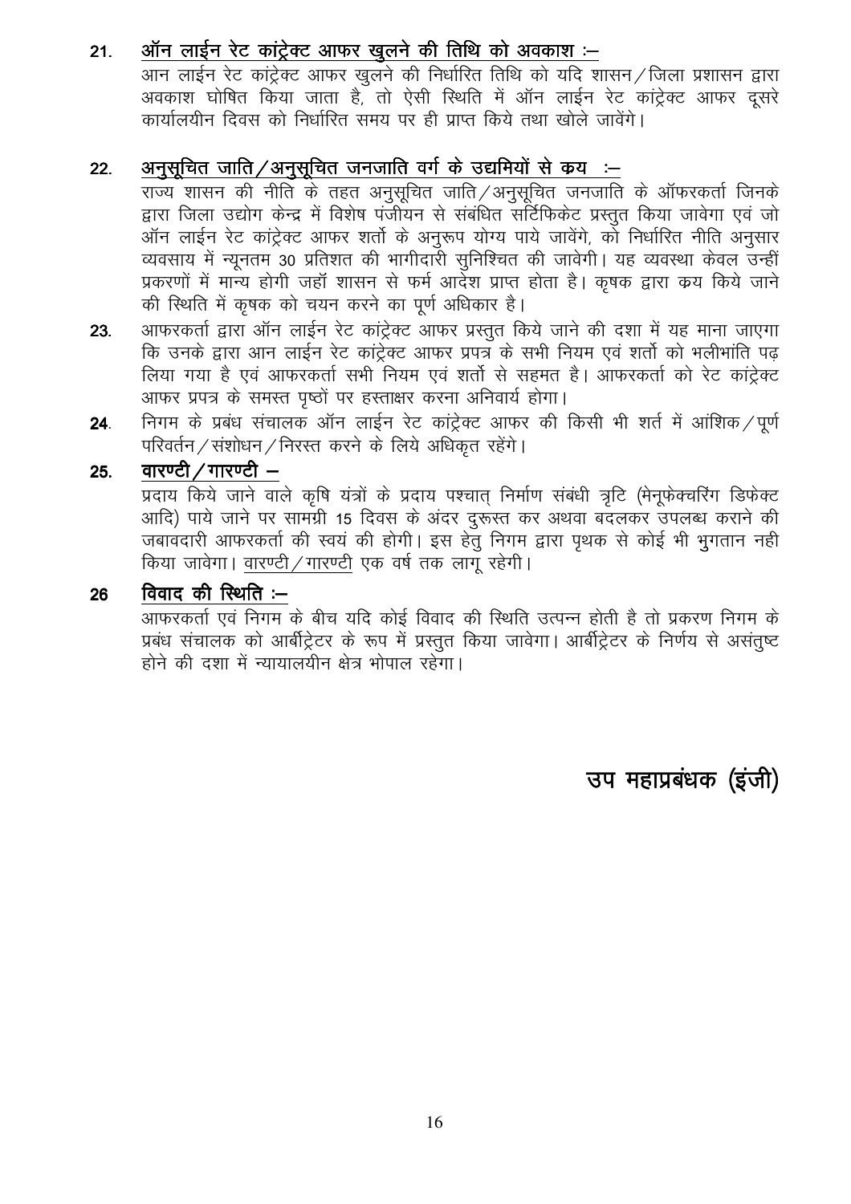**21. <u>ऑन लाईन रेट कांट्रेक्ट आफर खुलने की तिथि को अवकाश :–</u>**

आन लाईन रेट कांट्रेक्ट आफर खुलने की निर्धारित तिथि को यदि शासन/जिला प्रशासन द्वारा अवकाश घोषित किया जाता है, तो ऐसी स्थिति में ऑन लाईन रेट कांट्रेक्ट आफर दूसरे कार्यालयीन दिवस को निर्धारित समय पर ही प्राप्त किये तथा खोले जावेंगे।

**22. <u>अनुसूचित जाति/अनुसूचित जनजाति वर्ग के उद्यमियों से क्रय :–</u>**

राज्य शासन की नीति के तहत अनुसूचित जाति/अनुसूचित जनजाति के ऑफरकर्ता जिनके द्वारा जिला उद्योग केन्द्र में विशेष पंजीयन से संबंधित सर्टिफिकेट प्रस्तुत किया जावेगा एवं जो ऑन लाईन रेट कांट्रेक्ट आफर शर्तो के अनुरूप योग्य पाये जावेंगे, को निर्धारित नीति अनुसार व्यवसाय में न्यूनतम 30 प्रतिशत की भागीदारी सुनिश्चित की जावेगी। यह व्यवस्था केवल उन्हीं प्रकरणों में मान्य होगी जहॉ शासन से फर्म आदेश प्राप्त होता है। कृषक द्वारा क्रय किये जाने की स्थिति में कृषक को चयन करने का पूर्ण अधिकार है।

**23.** आफरकर्ता द्वारा ऑन लाईन रेट कांट्रेक्ट आफर प्रस्तुत किये जाने की दशा में यह माना जाएगा कि उनके द्वारा आन लाईन रेट कांट्रेक्ट आफर प्रपत्र के सभी नियम एवं शर्तो को भलीभांति पढ़ लिया गया है एवं आफरकर्ता सभी नियम एवं शर्तो से सहमत है। आफरकर्ता को रेट कांट्रेक्ट आफर प्रपत्र के समस्त पृष्ठों पर हस्ताक्षर करना अनिवार्य होगा।

**24.** निगम के प्रबंध संचालक ऑन लाईन रेट कांट्रेक्ट आफर की किसी भी शर्त में आंशिक/पूर्ण परिवर्तन/संशोधन/निरस्त करने के लिये अधिकृत रहेंगे।

**25. <u>वारण्टी/गारण्टी –</u>**

प्रदाय किये जाने वाले कृषि यंत्रों के प्रदाय पश्चात् निर्माण संबंधी त्रृटि (मेनूफेक्चरिंग डिफेक्ट आदि) पाये जाने पर सामग्री 15 दिवस के अंदर दुरूस्त कर अथवा बदलकर उपलब्ध कराने की जबावदारी आफरकर्ता की स्वयं की होगी। इस हेतु निगम द्वारा पृथक से कोई भी भुगतान नही किया जावेगा। <u>वारण्टी/गारण्टी</u> एक वर्ष तक लागू रहेगी।

**26 <u>विवाद की स्थिति :–</u>**

आफरकर्ता एवं निगम के बीच यदि कोई विवाद की स्थिति उत्पन्न होती है तो प्रकरण निगम के प्रबंध संचालक को आर्बीट्रेटर के रूप में प्रस्तुत किया जावेगा। आर्बीट्रेटर के निर्णय से असंतुष्ट होने की दशा में न्यायालयीन क्षेत्र भोपाल रहेगा।

**उप महाप्रबंधक (इंजी)**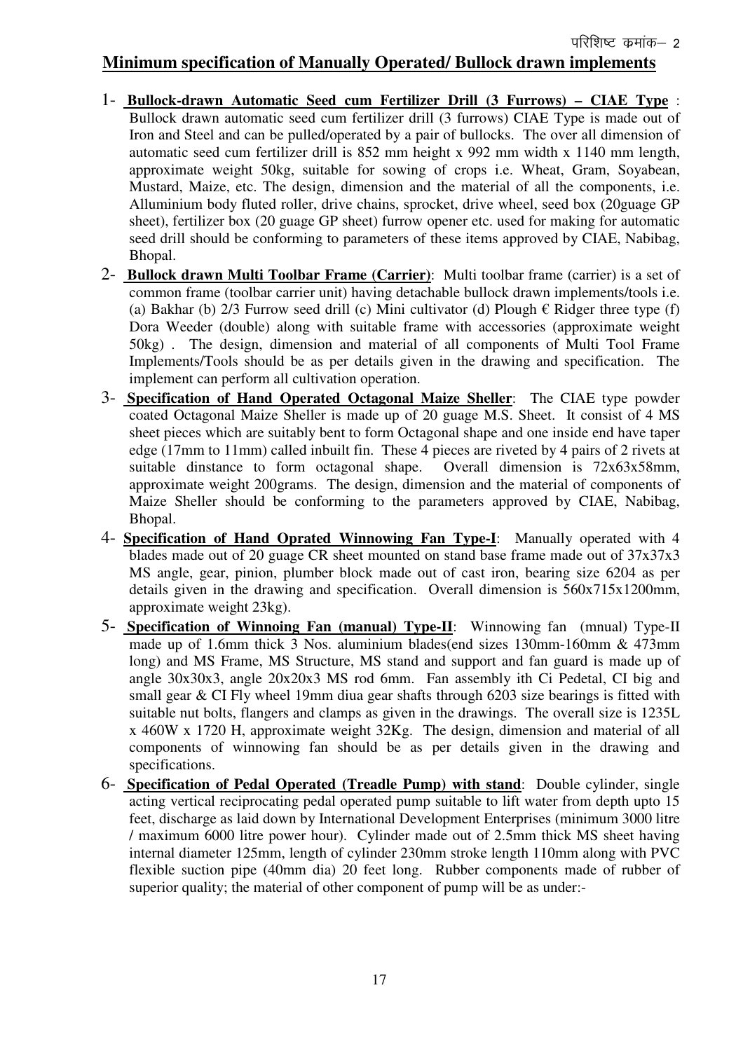परिशिष्ट क्रमांक– 2

## Minimum specification of Manually Operated/ Bullock drawn implements

1- **Bullock-drawn Automatic Seed cum Fertilizer Drill (3 Furrows) – CIAE Type** : Bullock drawn automatic seed cum fertilizer drill (3 furrows) CIAE Type is made out of Iron and Steel and can be pulled/operated by a pair of bullocks. The over all dimension of automatic seed cum fertilizer drill is 852 mm height x 992 mm width x 1140 mm length, approximate weight 50kg, suitable for sowing of crops i.e. Wheat, Gram, Soyabean, Mustard, Maize, etc. The design, dimension and the material of all the components, i.e. Alluminium body fluted roller, drive chains, sprocket, drive wheel, seed box (20guage GP sheet), fertilizer box (20 guage GP sheet) furrow opener etc. used for making for automatic seed drill should be conforming to parameters of these items approved by CIAE, Nabibag, Bhopal.

2- **Bullock drawn Multi Toolbar Frame (Carrier)**: Multi toolbar frame (carrier) is a set of common frame (toolbar carrier unit) having detachable bullock drawn implements/tools i.e. (a) Bakhar (b) 2/3 Furrow seed drill (c) Mini cultivator (d) Plough € Ridger three type (f) Dora Weeder (double) along with suitable frame with accessories (approximate weight 50kg) . The design, dimension and material of all components of Multi Tool Frame Implements/Tools should be as per details given in the drawing and specification. The implement can perform all cultivation operation.

3- **Specification of Hand Operated Octagonal Maize Sheller**: The CIAE type powder coated Octagonal Maize Sheller is made up of 20 guage M.S. Sheet. It consist of 4 MS sheet pieces which are suitably bent to form Octagonal shape and one inside end have taper edge (17mm to 11mm) called inbuilt fin. These 4 pieces are riveted by 4 pairs of 2 rivets at suitable dinstance to form octagonal shape. Overall dimension is 72x63x58mm, approximate weight 200grams. The design, dimension and the material of components of Maize Sheller should be conforming to the parameters approved by CIAE, Nabibag, Bhopal.

4- **Specification of Hand Oprated Winnowing Fan Type-I**: Manually operated with 4 blades made out of 20 guage CR sheet mounted on stand base frame made out of 37x37x3 MS angle, gear, pinion, plumber block made out of cast iron, bearing size 6204 as per details given in the drawing and specification. Overall dimension is 560x715x1200mm, approximate weight 23kg).

5- **Specification of Winnoing Fan (manual) Type-II**: Winnowing fan (mnual) Type-II made up of 1.6mm thick 3 Nos. aluminium blades(end sizes 130mm-160mm & 473mm long) and MS Frame, MS Structure, MS stand and support and fan guard is made up of angle 30x30x3, angle 20x20x3 MS rod 6mm. Fan assembly ith Ci Pedetal, CI big and small gear & CI Fly wheel 19mm diua gear shafts through 6203 size bearings is fitted with suitable nut bolts, flangers and clamps as given in the drawings. The overall size is 1235L x 460W x 1720 H, approximate weight 32Kg. The design, dimension and material of all components of winnowing fan should be as per details given in the drawing and specifications.

6- **Specification of Pedal Operated (Treadle Pump) with stand**: Double cylinder, single acting vertical reciprocating pedal operated pump suitable to lift water from depth upto 15 feet, discharge as laid down by International Development Enterprises (minimum 3000 litre / maximum 6000 litre power hour). Cylinder made out of 2.5mm thick MS sheet having internal diameter 125mm, length of cylinder 230mm stroke length 110mm along with PVC flexible suction pipe (40mm dia) 20 feet long. Rubber components made of rubber of superior quality; the material of other component of pump will be as under:-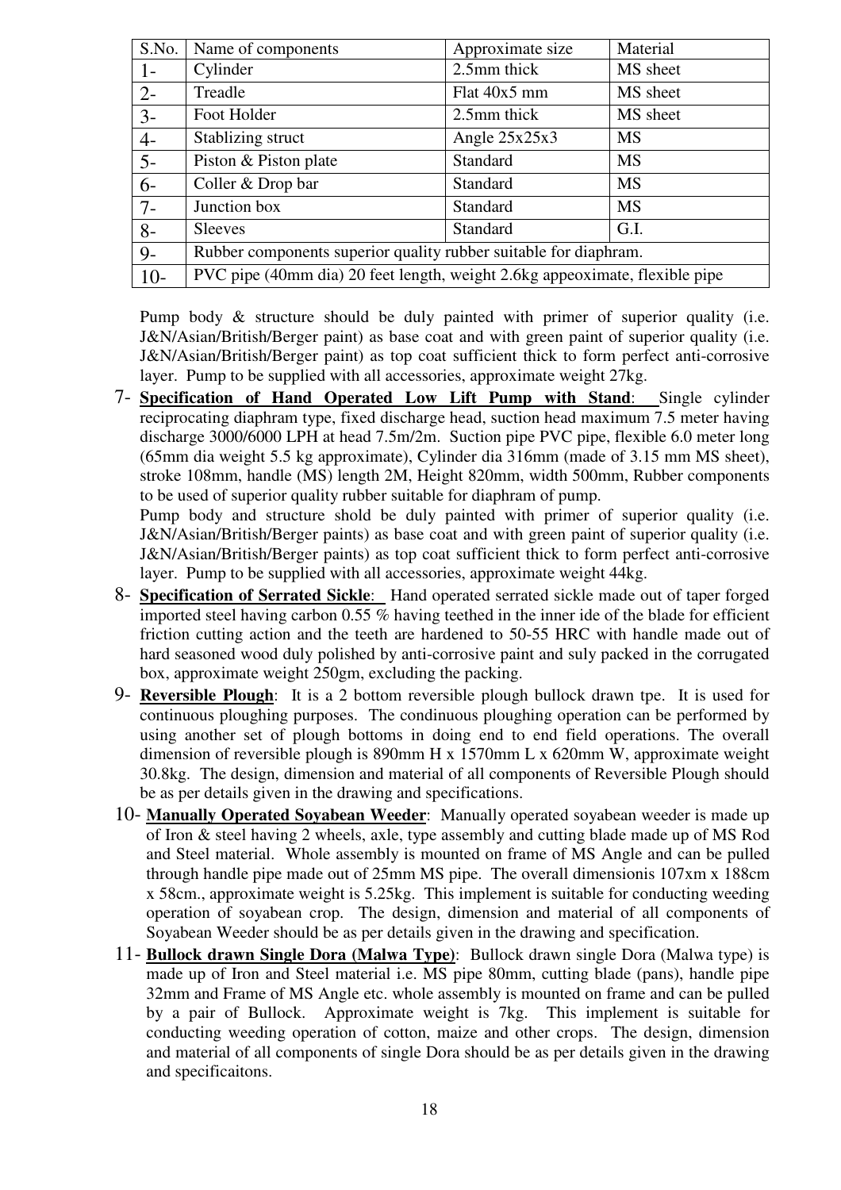| S.No. | Name of components | Approximate size | Material |
|---|---|---|---|
| 1- | Cylinder | 2.5mm thick | MS sheet |
| 2- | Treadle | Flat 40x5 mm | MS sheet |
| 3- | Foot Holder | 2.5mm thick | MS sheet |
| 4- | Stablizing struct | Angle 25x25x3 | MS |
| 5- | Piston & Piston plate | Standard | MS |
| 6- | Coller & Drop bar | Standard | MS |
| 7- | Junction box | Standard | MS |
| 8- | Sleeves | Standard | G.I. |
| 9- | Rubber components superior quality rubber suitable for diaphram. | | |
| 10- | PVC pipe (40mm dia) 20 feet length, weight 2.6kg appeoximate, flexible pipe | | |

Pump body & structure should be duly painted with primer of superior quality (i.e. J&N/Asian/British/Berger paint) as base coat and with green paint of superior quality (i.e. J&N/Asian/British/Berger paint) as top coat sufficient thick to form perfect anti-corrosive layer. Pump to be supplied with all accessories, approximate weight 27kg.

7- **Specification of Hand Operated Low Lift Pump with Stand**: Single cylinder reciprocating diaphram type, fixed discharge head, suction head maximum 7.5 meter having discharge 3000/6000 LPH at head 7.5m/2m. Suction pipe PVC pipe, flexible 6.0 meter long (65mm dia weight 5.5 kg approximate), Cylinder dia 316mm (made of 3.15 mm MS sheet), stroke 108mm, handle (MS) length 2M, Height 820mm, width 500mm, Rubber components to be used of superior quality rubber suitable for diaphram of pump.

Pump body and structure shold be duly painted with primer of superior quality (i.e. J&N/Asian/British/Berger paints) as base coat and with green paint of superior quality (i.e. J&N/Asian/British/Berger paints) as top coat sufficient thick to form perfect anti-corrosive layer. Pump to be supplied with all accessories, approximate weight 44kg.

8- **Specification of Serrated Sickle**: Hand operated serrated sickle made out of taper forged imported steel having carbon 0.55 % having teethed in the inner ide of the blade for efficient friction cutting action and the teeth are hardened to 50-55 HRC with handle made out of hard seasoned wood duly polished by anti-corrosive paint and suly packed in the corrugated box, approximate weight 250gm, excluding the packing.

9- **Reversible Plough**: It is a 2 bottom reversible plough bullock drawn tpe. It is used for continuous ploughing purposes. The condinuous ploughing operation can be performed by using another set of plough bottoms in doing end to end field operations. The overall dimension of reversible plough is 890mm H x 1570mm L x 620mm W, approximate weight 30.8kg. The design, dimension and material of all components of Reversible Plough should be as per details given in the drawing and specifications.

10- **Manually Operated Soyabean Weeder**: Manually operated soyabean weeder is made up of Iron & steel having 2 wheels, axle, type assembly and cutting blade made up of MS Rod and Steel material. Whole assembly is mounted on frame of MS Angle and can be pulled through handle pipe made out of 25mm MS pipe. The overall dimensionis 107xm x 188cm x 58cm., approximate weight is 5.25kg. This implement is suitable for conducting weeding operation of soyabean crop. The design, dimension and material of all components of Soyabean Weeder should be as per details given in the drawing and specification.

11- **Bullock drawn Single Dora (Malwa Type)**: Bullock drawn single Dora (Malwa type) is made up of Iron and Steel material i.e. MS pipe 80mm, cutting blade (pans), handle pipe 32mm and Frame of MS Angle etc. whole assembly is mounted on frame and can be pulled by a pair of Bullock. Approximate weight is 7kg. This implement is suitable for conducting weeding operation of cotton, maize and other crops. The design, dimension and material of all components of single Dora should be as per details given in the drawing and specificaitons.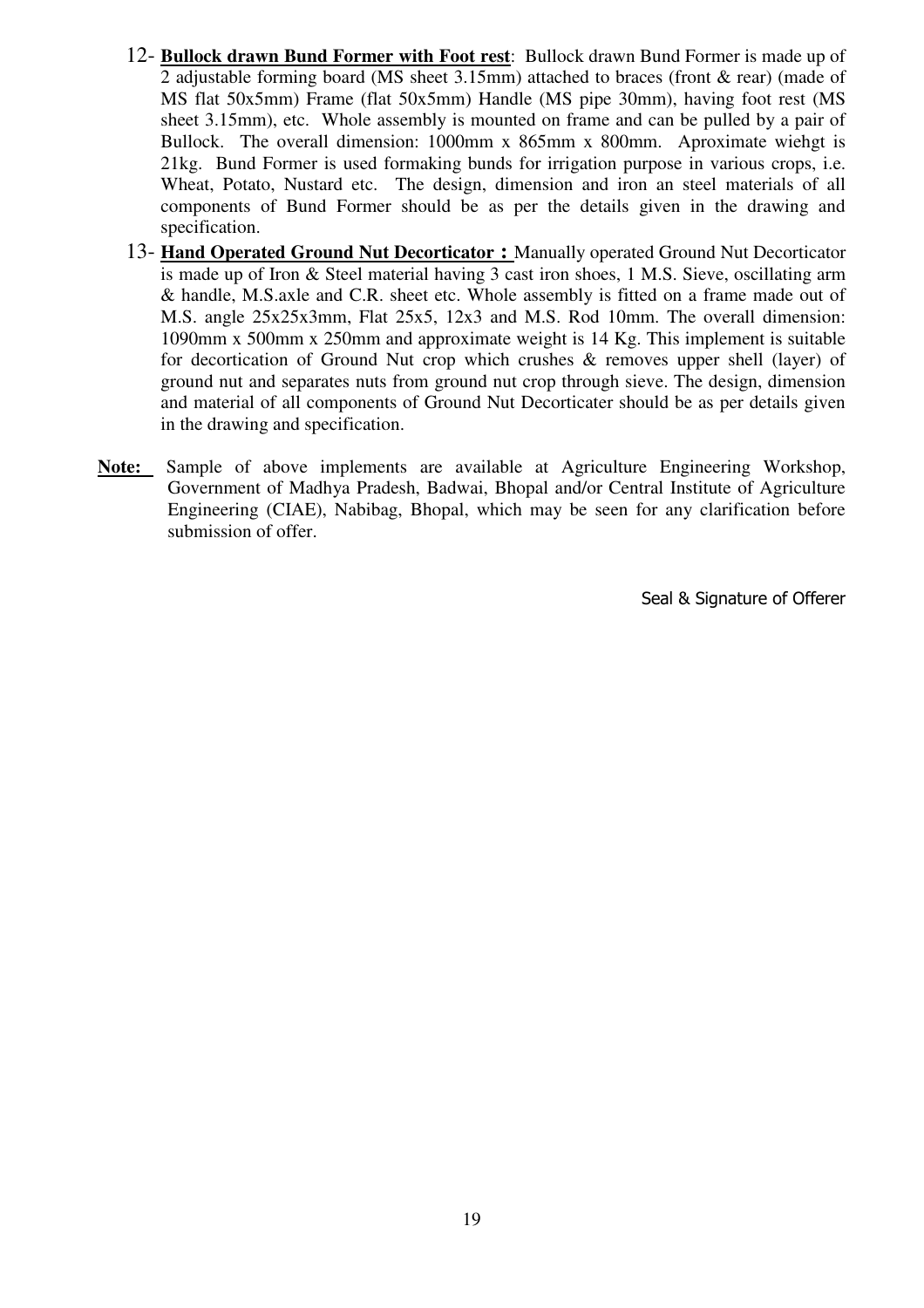12- **Bullock drawn Bund Former with Foot rest**: Bullock drawn Bund Former is made up of 2 adjustable forming board (MS sheet 3.15mm) attached to braces (front & rear) (made of MS flat 50x5mm) Frame (flat 50x5mm) Handle (MS pipe 30mm), having foot rest (MS sheet 3.15mm), etc. Whole assembly is mounted on frame and can be pulled by a pair of Bullock. The overall dimension: 1000mm x 865mm x 800mm. Aproximate wiehgt is 21kg. Bund Former is used formaking bunds for irrigation purpose in various crops, i.e. Wheat, Potato, Nustard etc. The design, dimension and iron an steel materials of all components of Bund Former should be as per the details given in the drawing and specification.

13- **Hand Operated Ground Nut Decorticator :** Manually operated Ground Nut Decorticator is made up of Iron & Steel material having 3 cast iron shoes, 1 M.S. Sieve, oscillating arm & handle, M.S.axle and C.R. sheet etc. Whole assembly is fitted on a frame made out of M.S. angle 25x25x3mm, Flat 25x5, 12x3 and M.S. Rod 10mm. The overall dimension: 1090mm x 500mm x 250mm and approximate weight is 14 Kg. This implement is suitable for decortication of Ground Nut crop which crushes & removes upper shell (layer) of ground nut and separates nuts from ground nut crop through sieve. The design, dimension and material of all components of Ground Nut Decorticater should be as per details given in the drawing and specification.

**Note:** Sample of above implements are available at Agriculture Engineering Workshop, Government of Madhya Pradesh, Badwai, Bhopal and/or Central Institute of Agriculture Engineering (CIAE), Nabibag, Bhopal, which may be seen for any clarification before submission of offer.

Seal & Signature of Offerer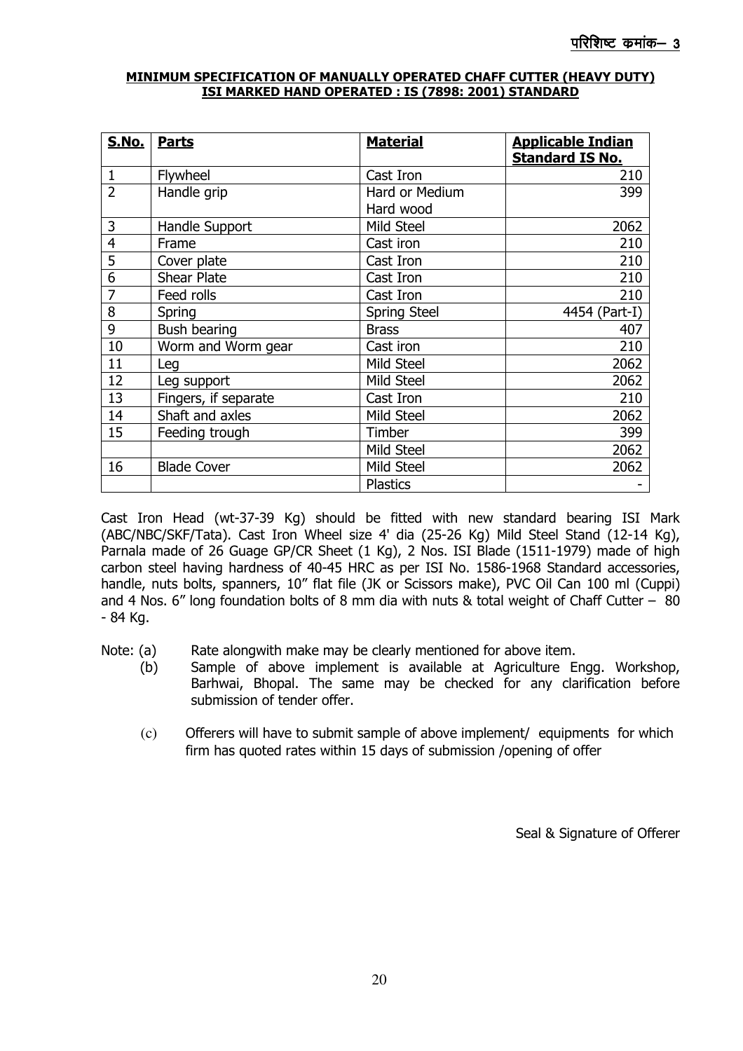परिशिष्ट कमांक– 3

**MINIMUM SPECIFICATION OF MANUALLY OPERATED CHAFF CUTTER (HEAVY DUTY) ISI MARKED HAND OPERATED : IS (7898: 2001) STANDARD**

| S.No. | Parts | Material | Applicable Indian Standard IS No. |
|---|---|---|---|
| 1 | Flywheel | Cast Iron | 210 |
| 2 | Handle grip | Hard or Medium Hard wood | 399 |
| 3 | Handle Support | Mild Steel | 2062 |
| 4 | Frame | Cast iron | 210 |
| 5 | Cover plate | Cast Iron | 210 |
| 6 | Shear Plate | Cast Iron | 210 |
| 7 | Feed rolls | Cast Iron | 210 |
| 8 | Spring | Spring Steel | 4454 (Part-I) |
| 9 | Bush bearing | Brass | 407 |
| 10 | Worm and Worm gear | Cast iron | 210 |
| 11 | Leg | Mild Steel | 2062 |
| 12 | Leg support | Mild Steel | 2062 |
| 13 | Fingers, if separate | Cast Iron | 210 |
| 14 | Shaft and axles | Mild Steel | 2062 |
| 15 | Feeding trough | Timber | 399 |
| | | Mild Steel | 2062 |
| 16 | Blade Cover | Mild Steel | 2062 |
| | | Plastics | - |

Cast Iron Head (wt-37-39 Kg) should be fitted with new standard bearing ISI Mark (ABC/NBC/SKF/Tata). Cast Iron Wheel size 4' dia (25-26 Kg) Mild Steel Stand (12-14 Kg), Parnala made of 26 Guage GP/CR Sheet (1 Kg), 2 Nos. ISI Blade (1511-1979) made of high carbon steel having hardness of 40-45 HRC as per ISI No. 1586-1968 Standard accessories, handle, nuts bolts, spanners, 10" flat file (JK or Scissors make), PVC Oil Can 100 ml (Cuppi) and 4 Nos. 6" long foundation bolts of 8 mm dia with nuts & total weight of Chaff Cutter – 80 - 84 Kg.

Note: (a) Rate alongwith make may be clearly mentioned for above item.

(b) Sample of above implement is available at Agriculture Engg. Workshop, Barhwai, Bhopal. The same may be checked for any clarification before submission of tender offer.

(c) Offerers will have to submit sample of above implement/ equipments for which firm has quoted rates within 15 days of submission /opening of offer

Seal & Signature of Offerer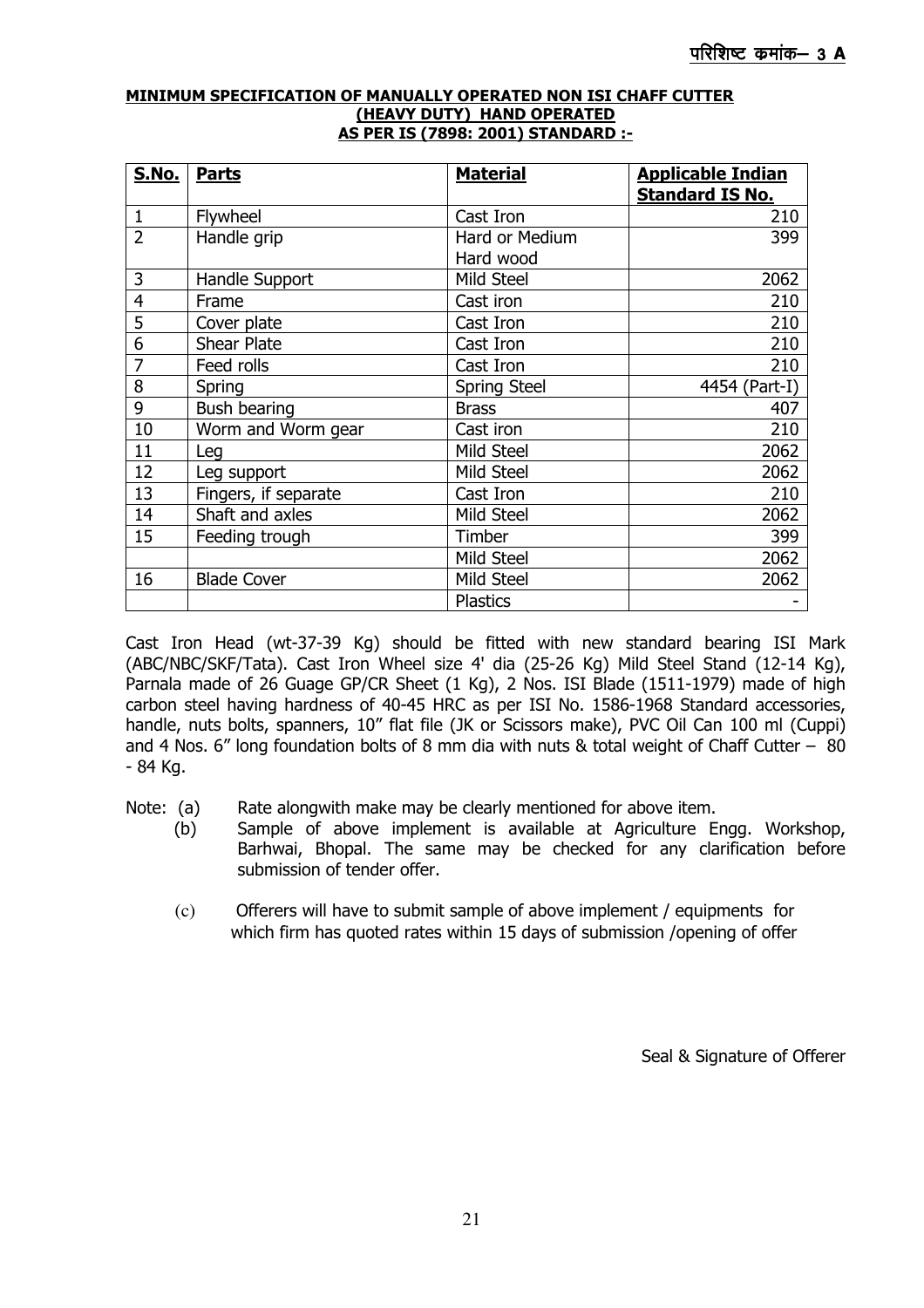परिशिष्ट कमांक– 3 A

**MINIMUM SPECIFICATION OF MANUALLY OPERATED NON ISI CHAFF CUTTER (HEAVY DUTY) HAND OPERATED AS PER IS (7898: 2001) STANDARD :-**

| S.No. | Parts | Material | Applicable Indian Standard IS No. |
|---|---|---|---|
| 1 | Flywheel | Cast Iron | 210 |
| 2 | Handle grip | Hard or Medium Hard wood | 399 |
| 3 | Handle Support | Mild Steel | 2062 |
| 4 | Frame | Cast iron | 210 |
| 5 | Cover plate | Cast Iron | 210 |
| 6 | Shear Plate | Cast Iron | 210 |
| 7 | Feed rolls | Cast Iron | 210 |
| 8 | Spring | Spring Steel | 4454 (Part-I) |
| 9 | Bush bearing | Brass | 407 |
| 10 | Worm and Worm gear | Cast iron | 210 |
| 11 | Leg | Mild Steel | 2062 |
| 12 | Leg support | Mild Steel | 2062 |
| 13 | Fingers, if separate | Cast Iron | 210 |
| 14 | Shaft and axles | Mild Steel | 2062 |
| 15 | Feeding trough | Timber | 399 |
| | | Mild Steel | 2062 |
| 16 | Blade Cover | Mild Steel | 2062 |
| | | Plastics | - |

Cast Iron Head (wt-37-39 Kg) should be fitted with new standard bearing ISI Mark (ABC/NBC/SKF/Tata). Cast Iron Wheel size 4' dia (25-26 Kg) Mild Steel Stand (12-14 Kg), Parnala made of 26 Guage GP/CR Sheet (1 Kg), 2 Nos. ISI Blade (1511-1979) made of high carbon steel having hardness of 40-45 HRC as per ISI No. 1586-1968 Standard accessories, handle, nuts bolts, spanners, 10" flat file (JK or Scissors make), PVC Oil Can 100 ml (Cuppi) and 4 Nos. 6" long foundation bolts of 8 mm dia with nuts & total weight of Chaff Cutter – 80 - 84 Kg.

Note: (a) Rate alongwith make may be clearly mentioned for above item.

(b) Sample of above implement is available at Agriculture Engg. Workshop, Barhwai, Bhopal. The same may be checked for any clarification before submission of tender offer.

(c) Offerers will have to submit sample of above implement / equipments for which firm has quoted rates within 15 days of submission /opening of offer

Seal & Signature of Offerer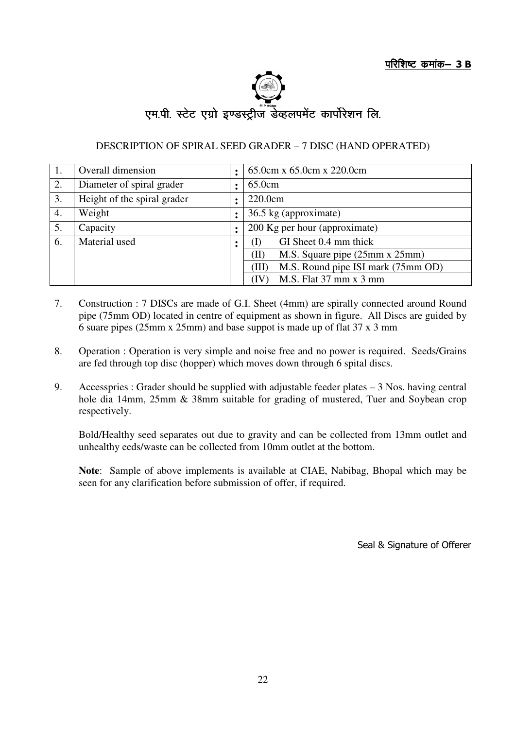परिशिष्ट कमांक– 3 B

एम.पी. स्टेट एग्रो इण्डस्ट्रीज डेव्हलपमेंट कार्पोरेशन लि.

DESCRIPTION OF SPIRAL SEED GRADER – 7 DISC (HAND OPERATED)

| 1. | Overall dimension | : | 65.0cm x 65.0cm x 220.0cm |
|---|---|---|---|
| 2. | Diameter of spiral grader | : | 65.0cm |
| 3. | Height of the spiral grader | : | 220.0cm |
| 4. | Weight | : | 36.5 kg (approximate) |
| 5. | Capacity | : | 200 Kg per hour (approximate) |
| 6. | Material used | : | (I) GI Sheet 0.4 mm thick |
| | | | (II) M.S. Square pipe (25mm x 25mm) |
| | | | (III) M.S. Round pipe ISI mark (75mm OD) |
| | | | (IV) M.S. Flat 37 mm x 3 mm |

7. Construction : 7 DISCs are made of G.I. Sheet (4mm) are spirally connected around Round pipe (75mm OD) located in centre of equipment as shown in figure. All Discs are guided by 6 suare pipes (25mm x 25mm) and base suppot is made up of flat 37 x 3 mm

8. Operation : Operation is very simple and noise free and no power is required. Seeds/Grains are fed through top disc (hopper) which moves down through 6 spital discs.

9. Accesspries : Grader should be supplied with adjustable feeder plates – 3 Nos. having central hole dia 14mm, 25mm & 38mm suitable for grading of mustered, Tuer and Soybean crop respectively.

   Bold/Healthy seed separates out due to gravity and can be collected from 13mm outlet and unhealthy eeds/waste can be collected from 10mm outlet at the bottom.

   **Note**: Sample of above implements is available at CIAE, Nabibag, Bhopal which may be seen for any clarification before submission of offer, if required.

Seal & Signature of Offerer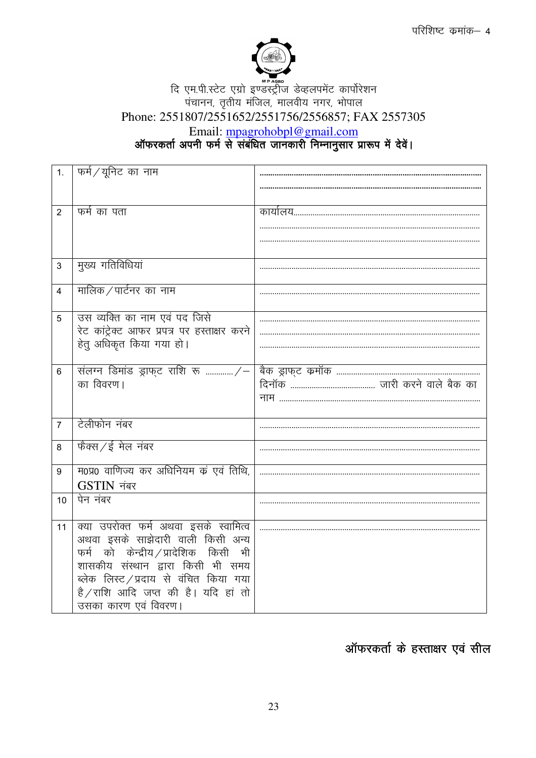परिशिष्ट क्रमांक– 4

M P AGRO

दि एम.पी.स्टेट एग्रो इण्डस्ट्रीज डेव्हलपमेंट कार्पोरेशन
पंचानन, तृतीय मंजिल, मालवीय नगर, भोपाल
Phone: 2551807/2551652/2551756/2556857; FAX 2557305
Email: mpagrohobpl@gmail.com

**ऑफरकर्ता अपनी फर्म से संबंधित जानकारी निम्नानुसार प्रारूप में देवें।**

| | | |
|---|---|---|
| 1. | फर्म/यूनिट का नाम | .................................................................................... |
| 2 | फर्म का पता | कार्यालय........................................................................ |
| 3 | मुख्य गतिविधियां | .................................................................................... |
| 4 | मालिक/पार्टनर का नाम | .................................................................................... |
| 5 | उस व्यक्ति का नाम एवं पद जिसे रेट कांट्रेक्ट आफर प्रपत्र पर हस्ताक्षर करने हेतु अधिकृत किया गया हो। | .................................................................................... |
| 6 | संलग्न डिमांड ड्राफ्ट राशि रू ............/– का विवरण। | बैक ड्राफ्ट क्रमॉक .................................................. दिनॉक ...................................... जारी करने वाले बैक का नाम ........................................................................ |
| 7 | टेलीफोन नंबर | .................................................................................... |
| 8 | फैक्स/ई मेल नंबर | .................................................................................... |
| 9 | म0प्र0 वाणिज्य कर अधिनियम क्रं एवं तिथि, GSTIN नंबर | .................................................................................... |
| 10 | पेन नंबर | .................................................................................... |
| 11 | क्या उपरोक्त फर्म अथवा इसके स्वामित्व अथवा इसके साझेदारी वाली किसी अन्य फर्म को केन्द्रीय/प्रादेशिक किसी भी शासकीय संस्थान द्वारा किसी भी समय ब्लेक लिस्ट/प्रदाय से वंचित किया गया है/राशि आदि जप्त की है। यदि हां तो उसका कारण एवं विवरण। | .................................................................................... |

**ऑफरकर्ता के हस्ताक्षर एवं सील**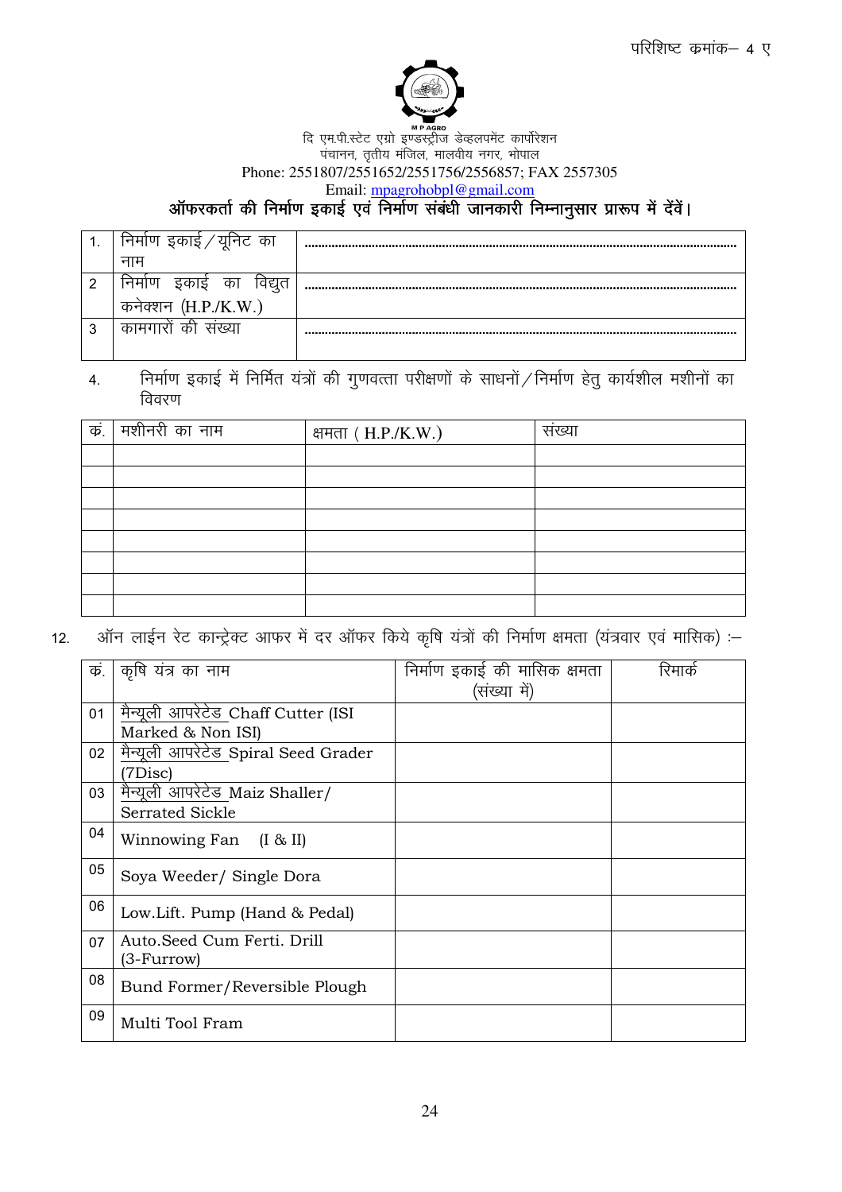परिशिष्ट क्रमांक– 4 ए

M P AGRO

दि एम.पी.स्टेट एग्रो इण्डस्ट्रीज डेव्हलपमेंट कार्पोरेशन
पंचानन, तृतीय मंजिल, मालवीय नगर, भोपाल
Phone: 2551807/2551652/2551756/2556857; FAX 2557305
Email: mpagrohobpl@gmail.com

## ऑफरकर्ता की निर्माण इकाई एवं निर्माण संबंधी जानकारी निम्नानुसार प्रारूप में देवें।

| | | |
|---|---|---|
| 1. | निर्माण इकाई / यूनिट का नाम | ........................................................................................................................ |
| 2 | निर्माण इकाई का विद्युत कनेक्शन (H.P./K.W.) | ........................................................................................................................ |
| 3 | कामगारों की संख्या | ........................................................................................................................ |

4. निर्माण इकाई में निर्मित यंत्रों की गुणवत्ता परीक्षणों के साधनों / निर्माण हेतु कार्यशील मशीनों का विवरण

| क्र. | मशीनरी का नाम | क्षमता ( H.P./K.W.) | संख्या |
|---|---|---|---|
| | | | |
| | | | |
| | | | |
| | | | |
| | | | |
| | | | |
| | | | |
| | | | |

12. ऑन लाईन रेट कान्ट्रेक्ट आफर में दर ऑफर किये कृषि यंत्रों की निर्माण क्षमता (यंत्रवार एवं मासिक) :–

| क्र. | कृषि यंत्र का नाम | निर्माण इकाई की मासिक क्षमता (संख्या में) | रिमार्क |
|---|---|---|---|
| 01 | मैन्यूली आपरेटेड Chaff Cutter (ISI Marked & Non ISI) | | |
| 02 | मैन्यूली आपरेटेड Spiral Seed Grader (7Disc) | | |
| 03 | मैन्यूली आपरेटेड Maiz Shaller/ Serrated Sickle | | |
| 04 | Winnowing Fan (I & II) | | |
| 05 | Soya Weeder/ Single Dora | | |
| 06 | Low.Lift. Pump (Hand & Pedal) | | |
| 07 | Auto.Seed Cum Ferti. Drill (3-Furrow) | | |
| 08 | Bund Former/Reversible Plough | | |
| 09 | Multi Tool Fram | | |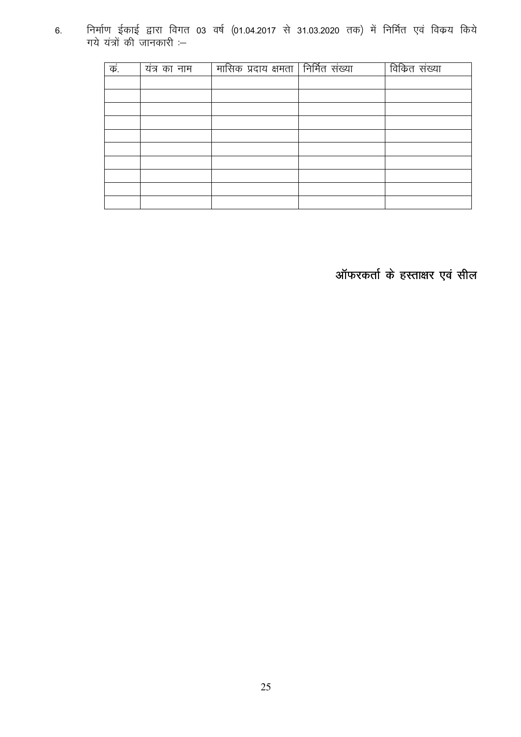6. निर्माण ईकाई द्वारा विगत 03 वर्ष (01.04.2017 से 31.03.2020 तक) में निर्मित एवं विक्रय किये गये यंत्रों की जानकारी :–

| क्रं. | यंत्र का नाम | मासिक प्रदाय क्षमता | निर्मित संख्या | विक्रित संख्या |
| --- | --- | --- | --- | --- |
| | | | | |
| | | | | |
| | | | | |
| | | | | |
| | | | | |
| | | | | |
| | | | | |
| | | | | |
| | | | | |
| | | | | |

**ऑफरकर्ता के हस्ताक्षर एवं सील**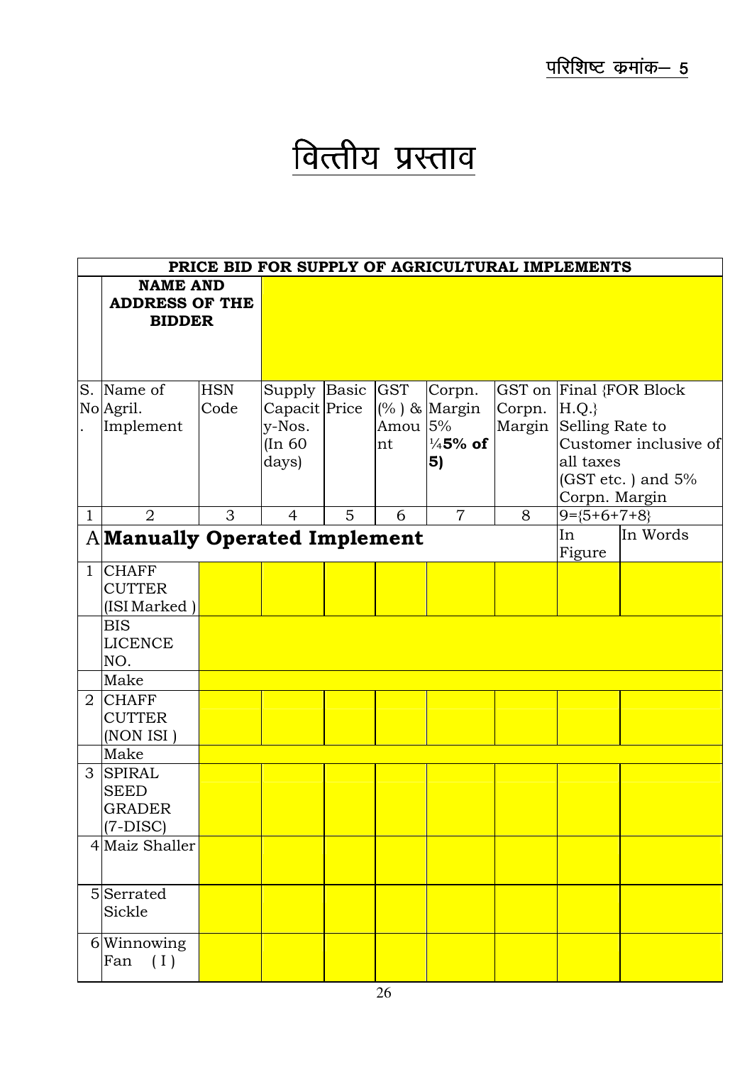परिशिष्ट क्रमांक– 5

# वित्तीय प्रस्ताव

| PRICE BID FOR SUPPLY OF AGRICULTURAL IMPLEMENTS | | | | | | | | | |
|---|---|---|---|---|---|---|---|---|---|
| | NAME AND ADDRESS OF THE BIDDER | | | | | | | | |
| S. No. | Name of Agril. Implement | HSN Code | Supply Capacity-Nos. (In 60 days) | Basic Price | GST (%) & Amount | Corpn. Margin 5% ¼5% of 5) | GST on Corpn. Margin | Final {FOR Block H.Q.} Selling Rate to Customer inclusive of all taxes (GST etc.) and 5% Corpn. Margin | |
| 1 | 2 | 3 | 4 | 5 | 6 | 7 | 8 | 9={5+6+7+8} | |
| A | **Manually Operated Implement** | | | | | | | In Figure | In Words |
| 1 | CHAFF CUTTER (ISI Marked) | | | | | | | | |
| | BIS LICENCE NO. | | | | | | | | |
| | Make | | | | | | | | |
| 2 | CHAFF CUTTER (NON ISI) | | | | | | | | |
| | Make | | | | | | | | |
| 3 | SPIRAL SEED GRADER (7-DISC) | | | | | | | | |
| 4 | Maiz Shaller | | | | | | | | |
| 5 | Serrated Sickle | | | | | | | | |
| 6 | Winnowing Fan (I) | | | | | | | | |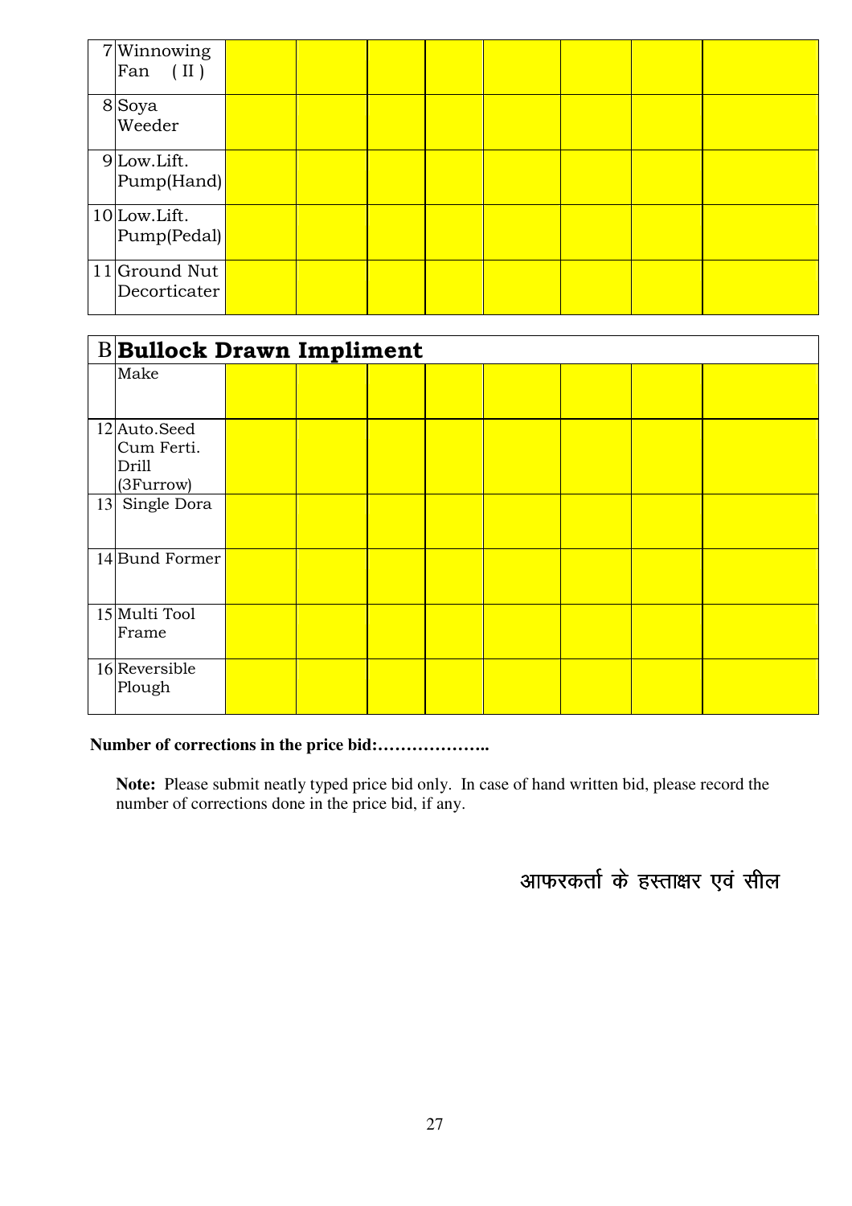| | | | | | | | | | |
|---|---|---|---|---|---|---|---|---|---|
| 7 | Winnowing Fan ( II ) | | | | | | | | |
| 8 | Soya Weeder | | | | | | | | |
| 9 | Low.Lift. Pump(Hand) | | | | | | | | |
| 10 | Low.Lift. Pump(Pedal) | | | | | | | | |
| 11 | Ground Nut Decorticater | | | | | | | | |

| B | **Bullock Drawn Impliment** | | | | | | | | |
|---|---|---|---|---|---|---|---|---|---|
| | Make | | | | | | | | |
| 12 | Auto.Seed Cum Ferti. Drill (3Furrow) | | | | | | | | |
| 13 | Single Dora | | | | | | | | |
| 14 | Bund Former | | | | | | | | |
| 15 | Multi Tool Frame | | | | | | | | |
| 16 | Reversible Plough | | | | | | | | |

**Number of corrections in the price bid:………………..**

**Note:** Please submit neatly typed price bid only. In case of hand written bid, please record the number of corrections done in the price bid, if any.

आफरकर्ता के हस्ताक्षर एवं सील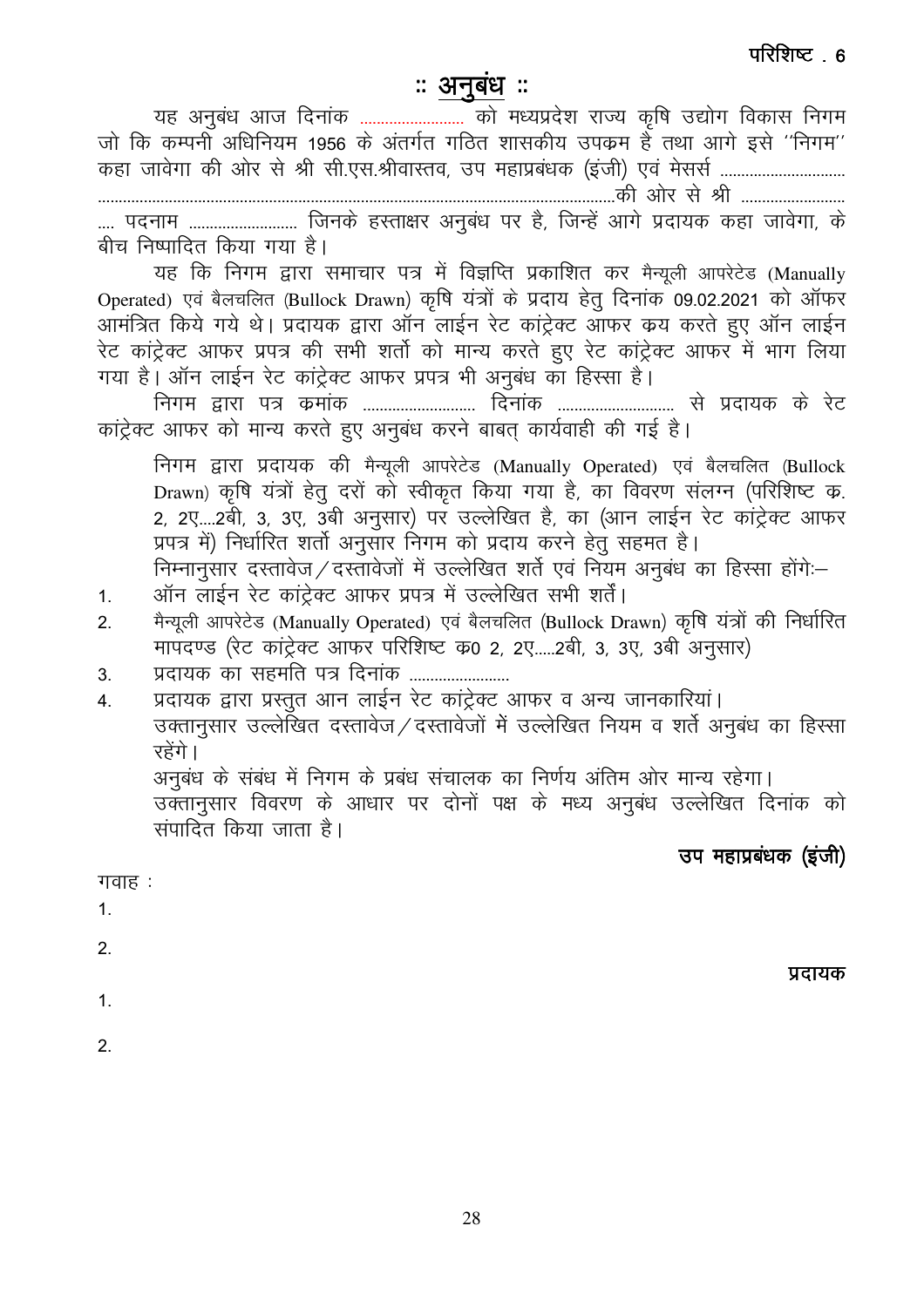परिशिष्ट . 6

# :: अनुबंध ::

यह अनुबंध आज दिनांक ........................ को मध्यप्रदेश राज्य कृषि उद्योग विकास निगम जो कि कम्पनी अधिनियम 1956 के अंतर्गत गठित शासकीय उपक्रम है तथा आगे इसे ''निगम'' कहा जावेगा की ओर से श्री सी.एस.श्रीवास्तव, उप महाप्रबंधक (इंजी) एवं मेसर्स ............................. ..........................................................................................................की ओर से श्री ........................ .... पदनाम .......................... जिनके हस्ताक्षर अनुबंध पर है, जिन्हें आगे प्रदायक कहा जावेगा, के बीच निष्पादित किया गया है।

यह कि निगम द्वारा समाचार पत्र में विज्ञप्ति प्रकाशित कर मैन्यूली आपरेटेड (Manually Operated) एवं बैलचलित (Bullock Drawn) कृषि यंत्रों के प्रदाय हेतु दिनांक 09.02.2021 को ऑफर आमंत्रित किये गये थे। प्रदायक द्वारा ऑन लाईन रेट कांट्रेक्ट आफर क्रय करते हुए ऑन लाईन रेट कांट्रेक्ट आफर प्रपत्र की सभी शर्तो को मान्य करते हुए रेट कांट्रेक्ट आफर में भाग लिया गया है। ऑन लाईन रेट कांट्रेक्ट आफर प्रपत्र भी अनुबंध का हिस्सा है।

निगम द्वारा पत्र क्रमांक .......................... दिनांक ........................... से प्रदायक के रेट कांट्रेक्ट आफर को मान्य करते हुए अनुबंध करने बाबत् कार्यवाही की गई है।

निगम द्वारा प्रदायक की मैन्यूली आपरेटेड (Manually Operated) एवं बैलचलित (Bullock Drawn) कृषि यंत्रों हेतु दरों को स्वीकृत किया गया है, का विवरण संलग्न (परिशिष्ट क्र. 2, 2ए....2बी, 3, 3ए, 3बी अनुसार) पर उल्लेखित है, का (आन लाईन रेट कांट्रेक्ट आफर प्रपत्र में) निर्धारित शर्तो अनुसार निगम को प्रदाय करने हेतु सहमत है।

निम्नानुसार दस्तावेज/दस्तावेजों में उल्लेखित शर्ते एवं नियम अनुबंध का हिस्सा होंगेः–

1. ऑन लाईन रेट कांट्रेक्ट आफर प्रपत्र में उल्लेखित सभी शर्तें।
2. मैन्यूली आपरेटेड (Manually Operated) एवं बैलचलित (Bullock Drawn) कृषि यंत्रों की निर्धारित मापदण्ड (रेट कांट्रेक्ट आफर परिशिष्ट क0 2, 2ए.....2बी, 3, 3ए, 3बी अनुसार)
3. प्रदायक का सहमति पत्र दिनांक ........................
4. प्रदायक द्वारा प्रस्तुत आन लाईन रेट कांट्रेक्ट आफर व अन्य जानकारियां।

उक्तानुसार उल्लेखित दस्तावेज/दस्तावेजों में उल्लेखित नियम व शर्ते अनुबंध का हिस्सा रहेंगे।

अनुबंध के संबंध में निगम के प्रबंध संचालक का निर्णय अंतिम ओर मान्य रहेगा।

उक्तानुसार विवरण के आधार पर दोनों पक्ष के मध्य अनुबंध उल्लेखित दिनांक को संपादित किया जाता है।

**उप महाप्रबंधक (इंजी)**

गवाह :

1.

2.

**प्रदायक**

1.

2.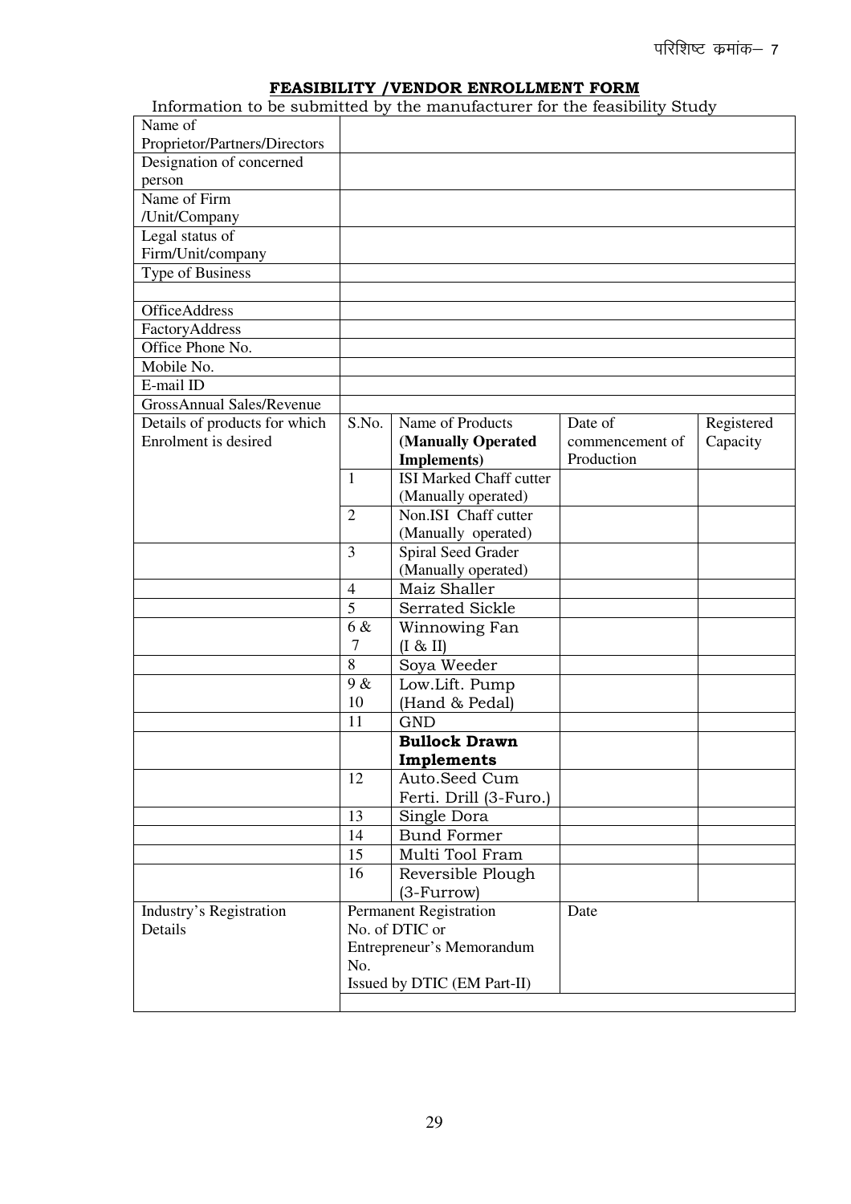परिशिष्ट कमांक– 7

## FEASIBILITY /VENDOR ENROLLMENT FORM

Information to be submitted by the manufacturer for the feasibility Study

| | | | | |
|---|---|---|---|---|
| Name of Proprietor/Partners/Directors | | | | |
| Designation of concerned person | | | | |
| Name of Firm /Unit/Company | | | | |
| Legal status of Firm/Unit/company | | | | |
| Type of Business | | | | |
| | | | | |
| OfficeAddress | | | | |
| FactoryAddress | | | | |
| Office Phone No. | | | | |
| Mobile No. | | | | |
| E-mail ID | | | | |
| GrossAnnual Sales/Revenue | | | | |
| Details of products for which Enrolment is desired | S.No. | Name of Products **(Manually Operated Implements)** | Date of commencement of Production | Registered Capacity |
| | 1 | ISI Marked Chaff cutter (Manually operated) | | |
| | 2 | Non.ISI Chaff cutter (Manually operated) | | |
| | 3 | Spiral Seed Grader (Manually operated) | | |
| | 4 | Maiz Shaller | | |
| | 5 | Serrated Sickle | | |
| | 6 & 7 | Winnowing Fan (I & II) | | |
| | 8 | Soya Weeder | | |
| | 9 & 10 | Low.Lift. Pump (Hand & Pedal) | | |
| | 11 | GND | | |
| | | **Bullock Drawn Implements** | | |
| | 12 | Auto.Seed Cum Ferti. Drill (3-Furo.) | | |
| | 13 | Single Dora | | |
| | 14 | Bund Former | | |
| | 15 | Multi Tool Fram | | |
| | 16 | Reversible Plough (3-Furrow) | | |
| Industry's Registration Details | Permanent Registration No. of DTIC or Entrepreneur's Memorandum No. Issued by DTIC (EM Part-II) | | Date | |
| | | | | |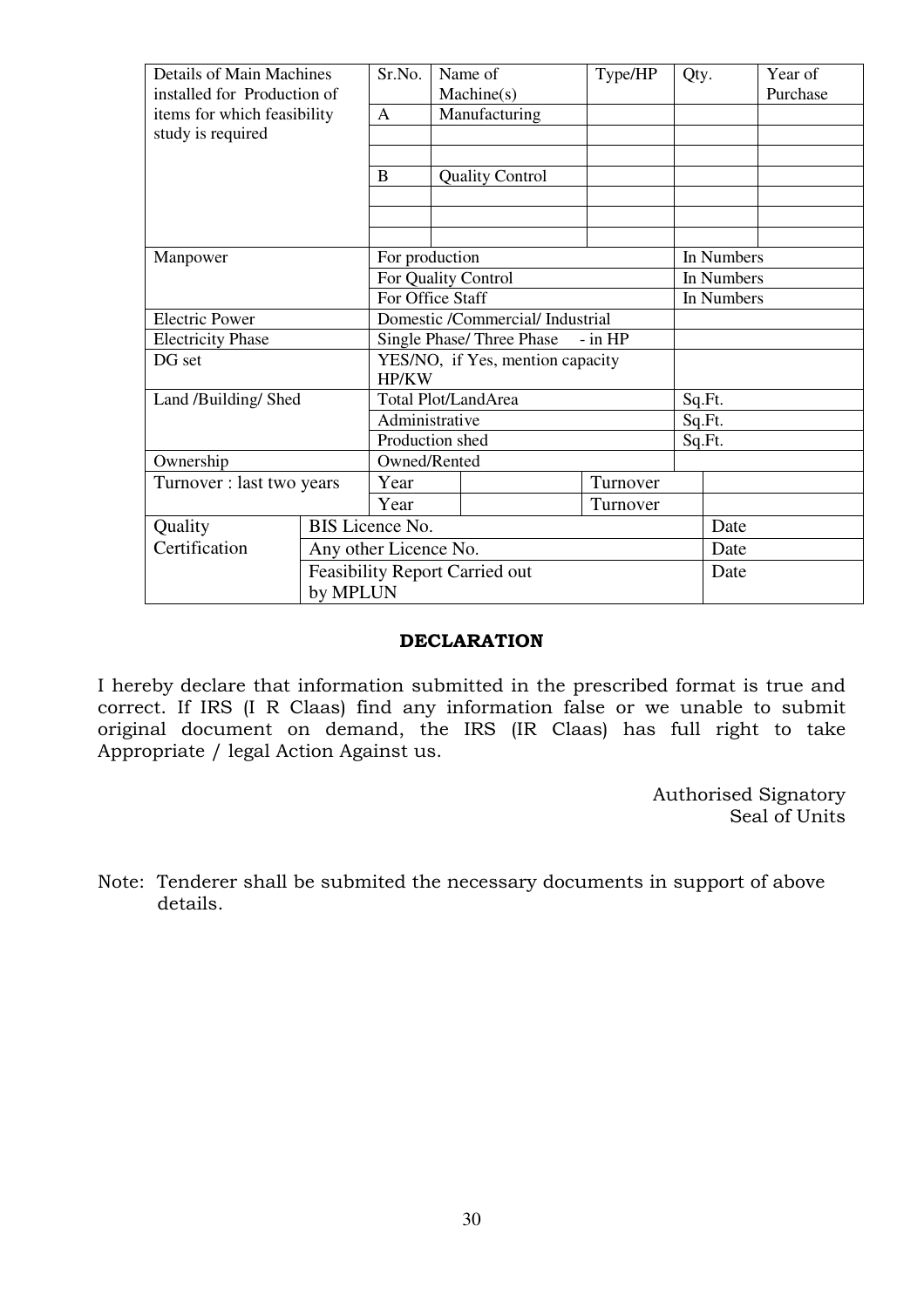| Details of Main Machines installed for Production of items for which feasibility study is required | Sr.No. | Name of Machine(s) | Type/HP | Qty. | Year of Purchase |
|---|---|---|---|---|---|
| | A | Manufacturing | | | |
| | | | | | |
| | | | | | |
| | B | Quality Control | | | |
| | | | | | |
| | | | | | |
| | | | | | |
| Manpower | For production | | | In Numbers | |
| | For Quality Control | | | In Numbers | |
| | For Office Staff | | | In Numbers | |
| Electric Power | Domestic /Commercial/ Industrial | | | | |
| Electricity Phase | Single Phase/ Three Phase - in HP | | | | |
| DG set | YES/NO, if Yes, mention capacity HP/KW | | | | |
| Land /Building/ Shed | Total Plot/LandArea | | | Sq.Ft. | |
| | Administrative | | | Sq.Ft. | |
| | Production shed | | | Sq.Ft. | |
| Ownership | Owned/Rented | | | | |
| Turnover : last two years | Year | | Turnover | | |
| | Year | | Turnover | | |
| Quality Certification | BIS Licence No. | | | | Date |
| | Any other Licence No. | | | | Date |
| | Feasibility Report Carried out by MPLUN | | | | Date |

**DECLARATION**

I hereby declare that information submitted in the prescribed format is true and correct. If IRS (I R Claas) find any information false or we unable to submit original document on demand, the IRS (IR Claas) has full right to take Appropriate / legal Action Against us.

Authorised Signatory
Seal of Units

Note: Tenderer shall be submited the necessary documents in support of above details.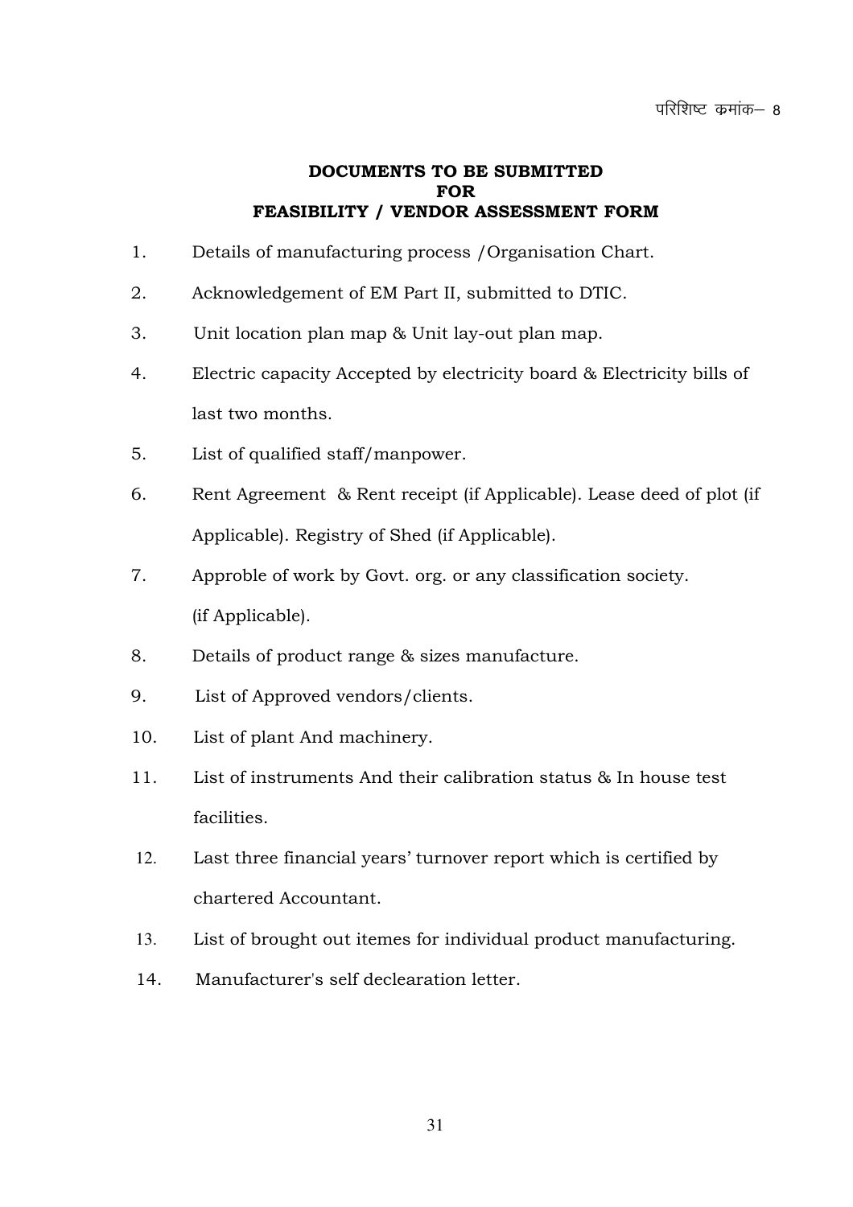परिशिष्ट कमांक– 8

## DOCUMENTS TO BE SUBMITTED
## FOR
## FEASIBILITY / VENDOR ASSESSMENT FORM

1. Details of manufacturing process /Organisation Chart.
2. Acknowledgement of EM Part II, submitted to DTIC.
3. Unit location plan map & Unit lay-out plan map.
4. Electric capacity Accepted by electricity board & Electricity bills of last two months.
5. List of qualified staff/manpower.
6. Rent Agreement & Rent receipt (if Applicable). Lease deed of plot (if Applicable). Registry of Shed (if Applicable).
7. Approble of work by Govt. org. or any classification society. (if Applicable).
8. Details of product range & sizes manufacture.
9. List of Approved vendors/clients.
10. List of plant And machinery.
11. List of instruments And their calibration status & In house test facilities.
12. Last three financial years' turnover report which is certified by chartered Accountant.
13. List of brought out itemes for individual product manufacturing.
14. Manufacturer's self declearation letter.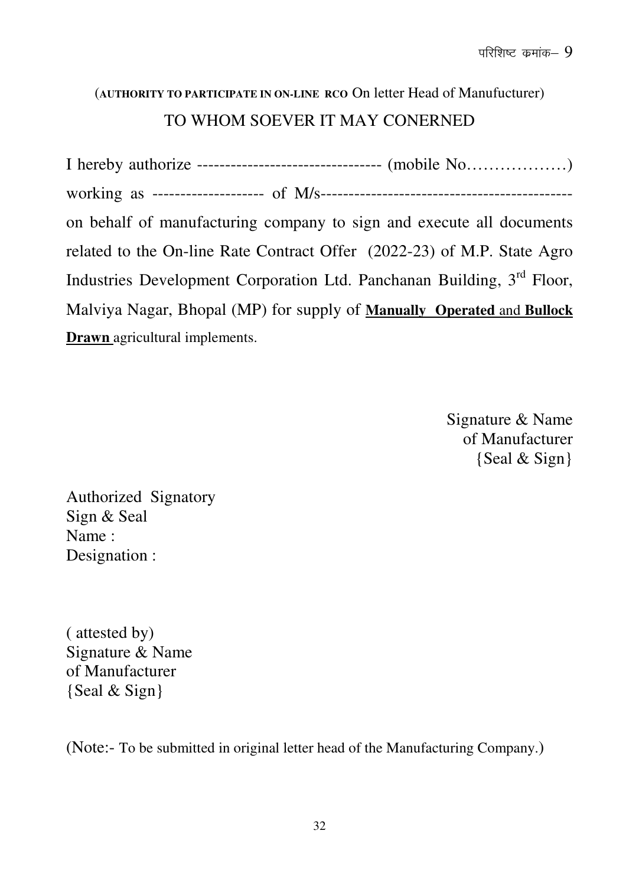परिशिष्ट कमांक– 9

(**AUTHORITY TO PARTICIPATE IN ON-LINE RCO** On letter Head of Manufucturer)

TO WHOM SOEVER IT MAY CONERNED

I hereby authorize --------------------------------- (mobile No………………) working as -------------------- of M/s-------------------------------------------- on behalf of manufacturing company to sign and execute all documents related to the On-line Rate Contract Offer (2022-23) of M.P. State Agro Industries Development Corporation Ltd. Panchanan Building, 3rd Floor, Malviya Nagar, Bhopal (MP) for supply of **Manually Operated** and **Bullock Drawn** agricultural implements.

Signature & Name
of Manufacturer
{Seal & Sign}

Authorized Signatory
Sign & Seal
Name :
Designation :

( attested by)
Signature & Name
of Manufacturer
{Seal & Sign}

(Note:- To be submitted in original letter head of the Manufacturing Company.)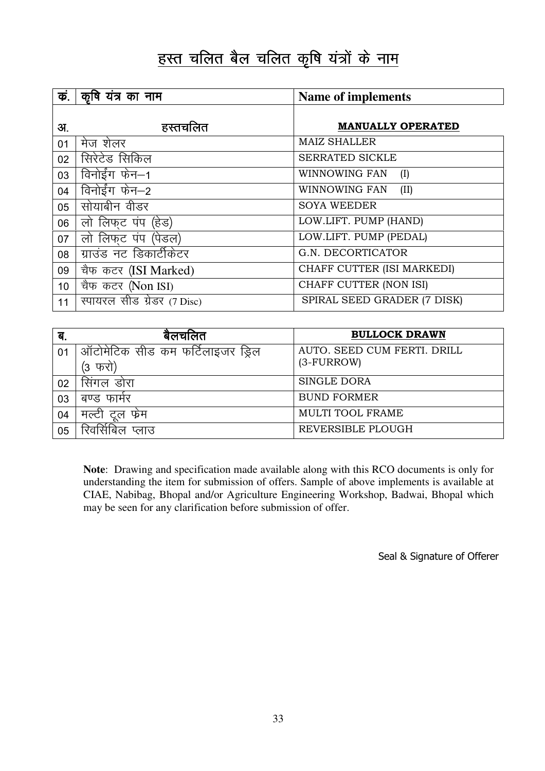# हस्त चलित बैल चलित कृषि यंत्रों के नाम

| क्रं. | कृषि यंत्र का नाम | Name of implements |
|---|---|---|
| अ. | हस्तचलित | **MANUALLY OPERATED** |
| 01 | मेज शेलर | MAIZ SHALLER |
| 02 | सिरेटेड सिकिल | SERRATED SICKLE |
| 03 | विनोईंग फेन–1 | WINNOWING FAN (I) |
| 04 | विनोईंग फेन–2 | WINNOWING FAN (II) |
| 05 | सोयाबीन वीडर | SOYA WEEDER |
| 06 | लो लिफ्ट पंप (हेड) | LOW.LIFT. PUMP (HAND) |
| 07 | लो लिफ्ट पंप (पेडल) | LOW.LIFT. PUMP (PEDAL) |
| 08 | ग्राउंड नट डिकार्टीकेटर | G.N. DECORTICATOR |
| 09 | चैफ कटर (ISI Marked) | CHAFF CUTTER (ISI MARKEDI) |
| 10 | चैफ कटर (Non ISI) | CHAFF CUTTER (NON ISI) |
| 11 | स्पायरल सीड ग्रेडर (7 Disc) | SPIRAL SEED GRADER (7 DISK) |

| ब. | बैलचलित | **BULLOCK DRAWN** |
|---|---|---|
| 01 | ऑटोमेटिक सीड कम फर्टिलाइजर ड्रिल (3 फरो) | AUTO. SEED CUM FERTI. DRILL (3-FURROW) |
| 02 | सिंगल डोरा | SINGLE DORA |
| 03 | बण्ड फार्मर | BUND FORMER |
| 04 | मल्टी टूल फ्रेम | MULTI TOOL FRAME |
| 05 | रिवर्सिबिल प्लाउ | REVERSIBLE PLOUGH |

**Note**: Drawing and specification made available along with this RCO documents is only for understanding the item for submission of offers. Sample of above implements is available at CIAE, Nabibag, Bhopal and/or Agriculture Engineering Workshop, Badwai, Bhopal which may be seen for any clarification before submission of offer.

Seal & Signature of Offerer